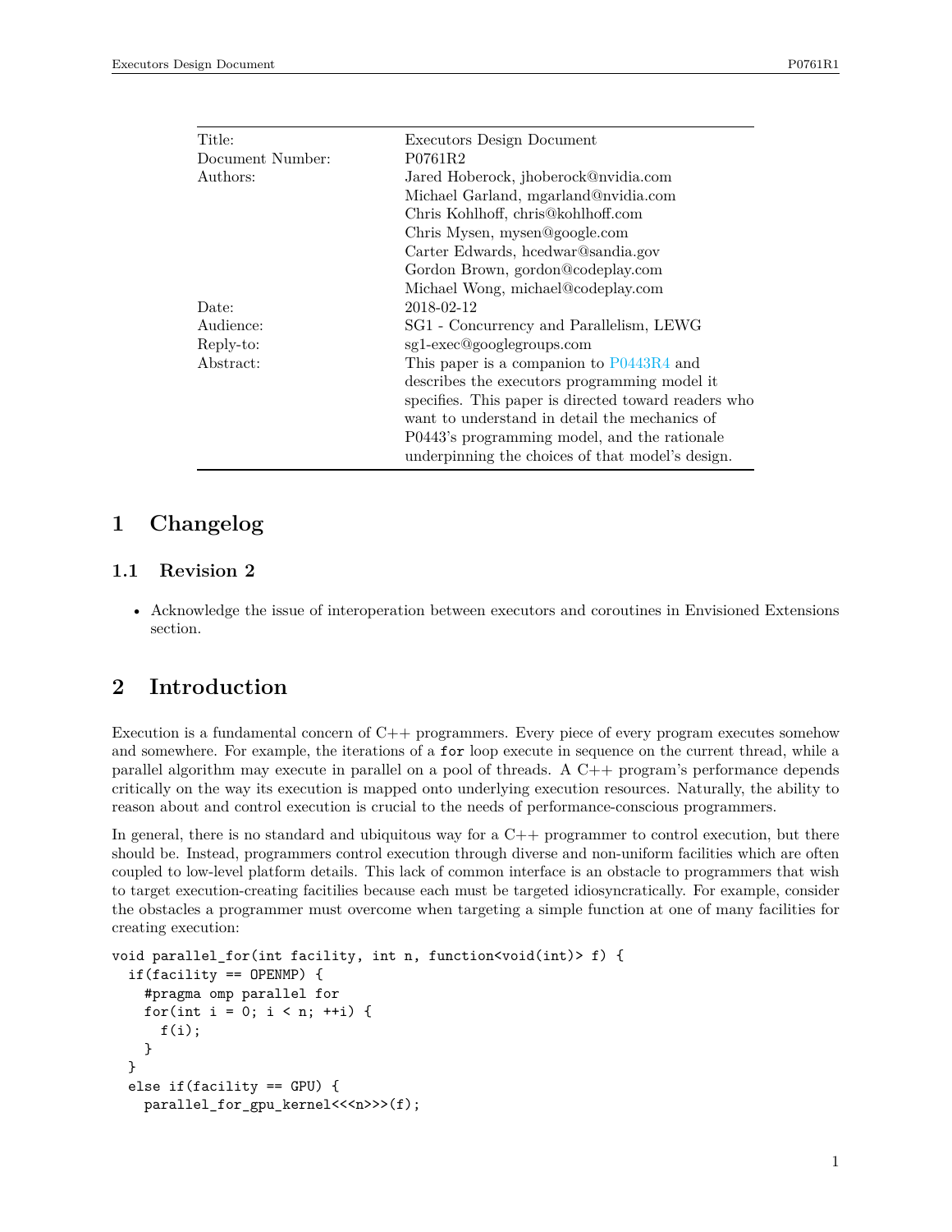| | |
|---|---|
| Title: | Executors Design Document |
| Document Number: | P0761R2 |
| Authors: | Jared Hoberock, jhoberock@nvidia.com |
| | Michael Garland, mgarland@nvidia.com |
| | Chris Kohlhoff, chris@kohlhoff.com |
| | Chris Mysen, mysen@google.com |
| | Carter Edwards, hcedwar@sandia.gov |
| | Gordon Brown, gordon@codeplay.com |
| | Michael Wong, michael@codeplay.com |
| Date: | 2018-02-12 |
| Audience: | SG1 - Concurrency and Parallelism, LEWG |
| Reply-to: | sg1-exec@googlegroups.com |
| Abstract: | This paper is a companion to P0443R4 and describes the executors programming model it specifies. This paper is directed toward readers who want to understand in detail the mechanics of P0443's programming model, and the rationale underpinning the choices of that model's design. |

# 1 Changelog

## 1.1 Revision 2

- Acknowledge the issue of interoperation between executors and coroutines in Envisioned Extensions section.

# 2 Introduction

Execution is a fundamental concern of C++ programmers. Every piece of every program executes somehow and somewhere. For example, the iterations of a `for` loop execute in sequence on the current thread, while a parallel algorithm may execute in parallel on a pool of threads. A C++ program's performance depends critically on the way its execution is mapped onto underlying execution resources. Naturally, the ability to reason about and control execution is crucial to the needs of performance-conscious programmers.

In general, there is no standard and ubiquitous way for a C++ programmer to control execution, but there should be. Instead, programmers control execution through diverse and non-uniform facilities which are often coupled to low-level platform details. This lack of common interface is an obstacle to programmers that wish to target execution-creating facitilies because each must be targeted idiosyncratically. For example, consider the obstacles a programmer must overcome when targeting a simple function at one of many facilities for creating execution:

```
void parallel_for(int facility, int n, function<void(int)> f) {
  if(facility == OPENMP) {
    #pragma omp parallel for
    for(int i = 0; i < n; ++i) {
      f(i);
    }
  }
  else if(facility == GPU) {
    parallel_for_gpu_kernel<<<n>>>(f);
```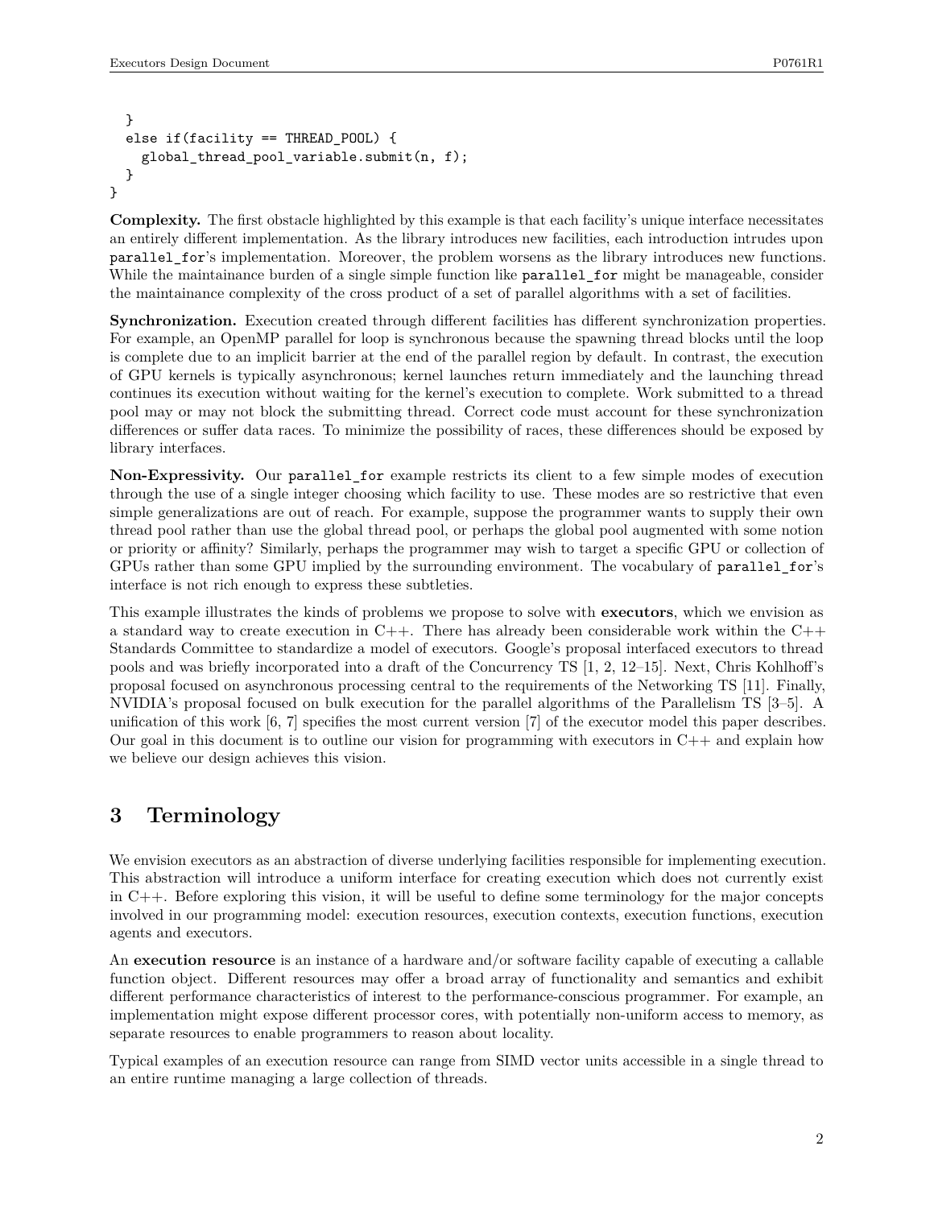```
  }
  else if(facility == THREAD_POOL) {
    global_thread_pool_variable.submit(n, f);
  }
}
```

**Complexity.** The first obstacle highlighted by this example is that each facility's unique interface necessitates an entirely different implementation. As the library introduces new facilities, each introduction intrudes upon `parallel_for`'s implementation. Moreover, the problem worsens as the library introduces new functions. While the maintainance burden of a single simple function like `parallel_for` might be manageable, consider the maintainance complexity of the cross product of a set of parallel algorithms with a set of facilities.

**Synchronization.** Execution created through different facilities has different synchronization properties. For example, an OpenMP parallel for loop is synchronous because the spawning thread blocks until the loop is complete due to an implicit barrier at the end of the parallel region by default. In contrast, the execution of GPU kernels is typically asynchronous; kernel launches return immediately and the launching thread continues its execution without waiting for the kernel's execution to complete. Work submitted to a thread pool may or may not block the submitting thread. Correct code must account for these synchronization differences or suffer data races. To minimize the possibility of races, these differences should be exposed by library interfaces.

**Non-Expressivity.** Our `parallel_for` example restricts its client to a few simple modes of execution through the use of a single integer choosing which facility to use. These modes are so restrictive that even simple generalizations are out of reach. For example, suppose the programmer wants to supply their own thread pool rather than use the global thread pool, or perhaps the global pool augmented with some notion or priority or affinity? Similarly, perhaps the programmer may wish to target a specific GPU or collection of GPUs rather than some GPU implied by the surrounding environment. The vocabulary of `parallel_for`'s interface is not rich enough to express these subtleties.

This example illustrates the kinds of problems we propose to solve with **executors**, which we envision as a standard way to create execution in C++. There has already been considerable work within the C++ Standards Committee to standardize a model of executors. Google's proposal interfaced executors to thread pools and was briefly incorporated into a draft of the Concurrency TS [1, 2, 12–15]. Next, Chris Kohlhoff's proposal focused on asynchronous processing central to the requirements of the Networking TS [11]. Finally, NVIDIA's proposal focused on bulk execution for the parallel algorithms of the Parallelism TS [3–5]. A unification of this work [6, 7] specifies the most current version [7] of the executor model this paper describes. Our goal in this document is to outline our vision for programming with executors in C++ and explain how we believe our design achieves this vision.

# 3 Terminology

We envision executors as an abstraction of diverse underlying facilities responsible for implementing execution. This abstraction will introduce a uniform interface for creating execution which does not currently exist in C++. Before exploring this vision, it will be useful to define some terminology for the major concepts involved in our programming model: execution resources, execution contexts, execution functions, execution agents and executors.

An **execution resource** is an instance of a hardware and/or software facility capable of executing a callable function object. Different resources may offer a broad array of functionality and semantics and exhibit different performance characteristics of interest to the performance-conscious programmer. For example, an implementation might expose different processor cores, with potentially non-uniform access to memory, as separate resources to enable programmers to reason about locality.

Typical examples of an execution resource can range from SIMD vector units accessible in a single thread to an entire runtime managing a large collection of threads.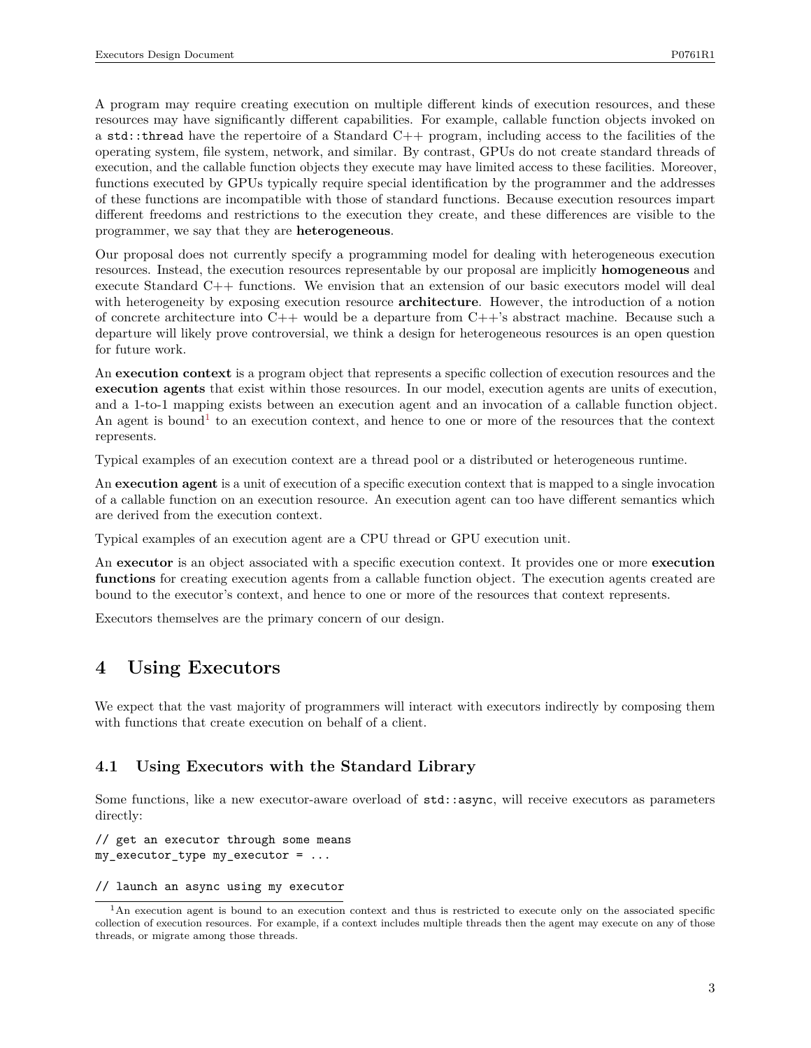A program may require creating execution on multiple different kinds of execution resources, and these resources may have significantly different capabilities. For example, callable function objects invoked on a `std::thread` have the repertoire of a Standard C++ program, including access to the facilities of the operating system, file system, network, and similar. By contrast, GPUs do not create standard threads of execution, and the callable function objects they execute may have limited access to these facilities. Moreover, functions executed by GPUs typically require special identification by the programmer and the addresses of these functions are incompatible with those of standard functions. Because execution resources impart different freedoms and restrictions to the execution they create, and these differences are visible to the programmer, we say that they are **heterogeneous**.

Our proposal does not currently specify a programming model for dealing with heterogeneous execution resources. Instead, the execution resources representable by our proposal are implicitly **homogeneous** and execute Standard C++ functions. We envision that an extension of our basic executors model will deal with heterogeneity by exposing execution resource **architecture**. However, the introduction of a notion of concrete architecture into C++ would be a departure from C++'s abstract machine. Because such a departure will likely prove controversial, we think a design for heterogeneous resources is an open question for future work.

An **execution context** is a program object that represents a specific collection of execution resources and the **execution agents** that exist within those resources. In our model, execution agents are units of execution, and a 1-to-1 mapping exists between an execution agent and an invocation of a callable function object. An agent is bound[1] to an execution context, and hence to one or more of the resources that the context represents.

Typical examples of an execution context are a thread pool or a distributed or heterogeneous runtime.

An **execution agent** is a unit of execution of a specific execution context that is mapped to a single invocation of a callable function on an execution resource. An execution agent can too have different semantics which are derived from the execution context.

Typical examples of an execution agent are a CPU thread or GPU execution unit.

An **executor** is an object associated with a specific execution context. It provides one or more **execution functions** for creating execution agents from a callable function object. The execution agents created are bound to the executor's context, and hence to one or more of the resources that context represents.

Executors themselves are the primary concern of our design.

# 4 Using Executors

We expect that the vast majority of programmers will interact with executors indirectly by composing them with functions that create execution on behalf of a client.

## 4.1 Using Executors with the Standard Library

Some functions, like a new executor-aware overload of `std::async`, will receive executors as parameters directly:

```
// get an executor through some means
my_executor_type my_executor = ...

// launch an async using my executor
```

[1] An execution agent is bound to an execution context and thus is restricted to execute only on the associated specific collection of execution resources. For example, if a context includes multiple threads then the agent may execute on any of those threads, or migrate among those threads.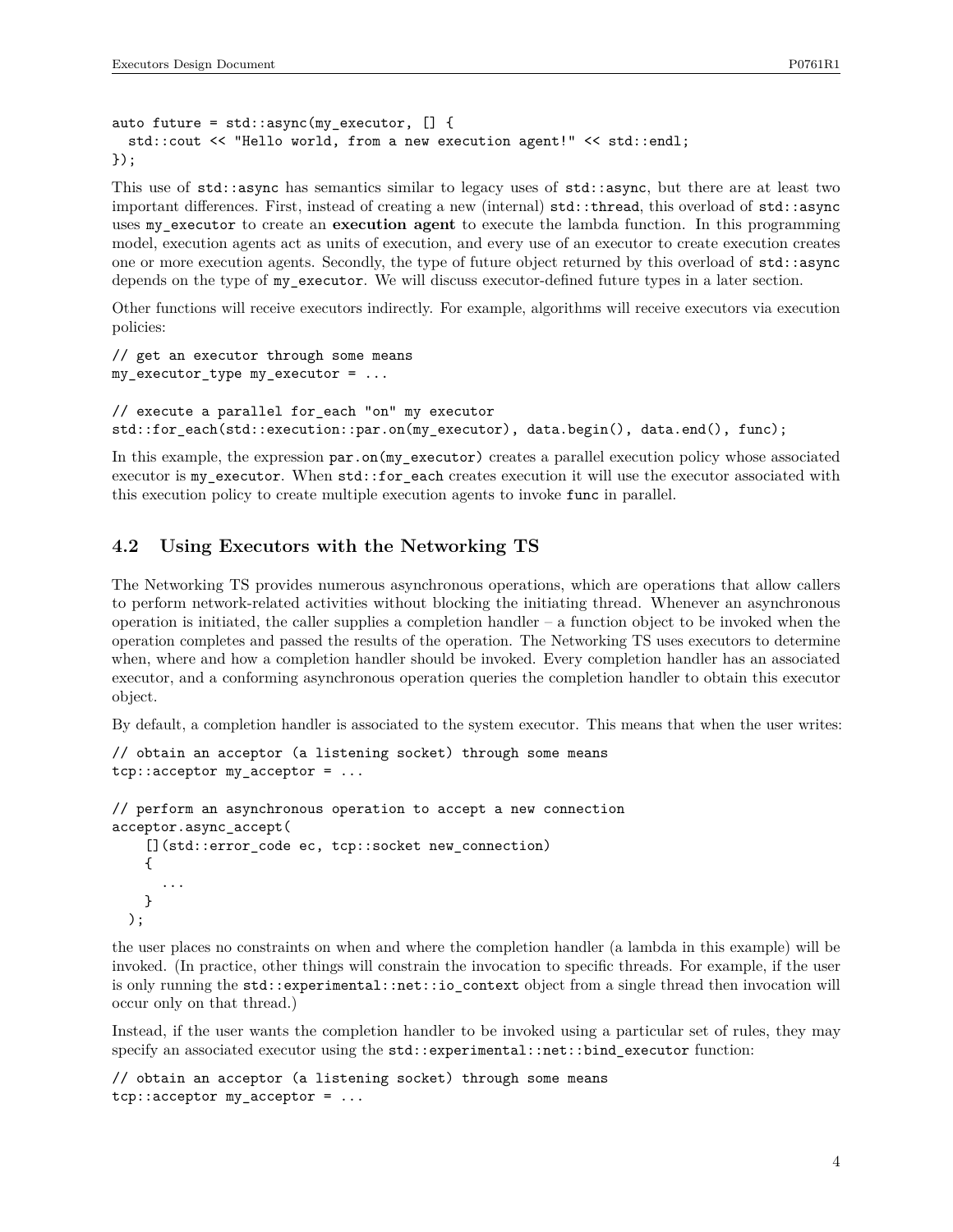```
auto future = std::async(my_executor, [] {
  std::cout << "Hello world, from a new execution agent!" << std::endl;
});
```

This use of `std::async` has semantics similar to legacy uses of `std::async`, but there are at least two important differences. First, instead of creating a new (internal) `std::thread`, this overload of `std::async` uses `my_executor` to create an **execution agent** to execute the lambda function. In this programming model, execution agents act as units of execution, and every use of an executor to create execution creates one or more execution agents. Secondly, the type of future object returned by this overload of `std::async` depends on the type of `my_executor`. We will discuss executor-defined future types in a later section.

Other functions will receive executors indirectly. For example, algorithms will receive executors via execution policies:

```
// get an executor through some means
my_executor_type my_executor = ...

// execute a parallel for_each "on" my executor
std::for_each(std::execution::par.on(my_executor), data.begin(), data.end(), func);
```

In this example, the expression `par.on(my_executor)` creates a parallel execution policy whose associated executor is `my_executor`. When `std::for_each` creates execution it will use the executor associated with this execution policy to create multiple execution agents to invoke `func` in parallel.

### 4.2 Using Executors with the Networking TS

The Networking TS provides numerous asynchronous operations, which are operations that allow callers to perform network-related activities without blocking the initiating thread. Whenever an asynchronous operation is initiated, the caller supplies a completion handler – a function object to be invoked when the operation completes and passed the results of the operation. The Networking TS uses executors to determine when, where and how a completion handler should be invoked. Every completion handler has an associated executor, and a conforming asynchronous operation queries the completion handler to obtain this executor object.

By default, a completion handler is associated to the system executor. This means that when the user writes:

```
// obtain an acceptor (a listening socket) through some means
tcp::acceptor my_acceptor = ...

// perform an asynchronous operation to accept a new connection
acceptor.async_accept(
    [](std::error_code ec, tcp::socket new_connection)
    {
      ...
    }
  );
```

the user places no constraints on when and where the completion handler (a lambda in this example) will be invoked. (In practice, other things will constrain the invocation to specific threads. For example, if the user is only running the `std::experimental::net::io_context` object from a single thread then invocation will occur only on that thread.)

Instead, if the user wants the completion handler to be invoked using a particular set of rules, they may specify an associated executor using the `std::experimental::net::bind_executor` function:

```
// obtain an acceptor (a listening socket) through some means
tcp::acceptor my_acceptor = ...
```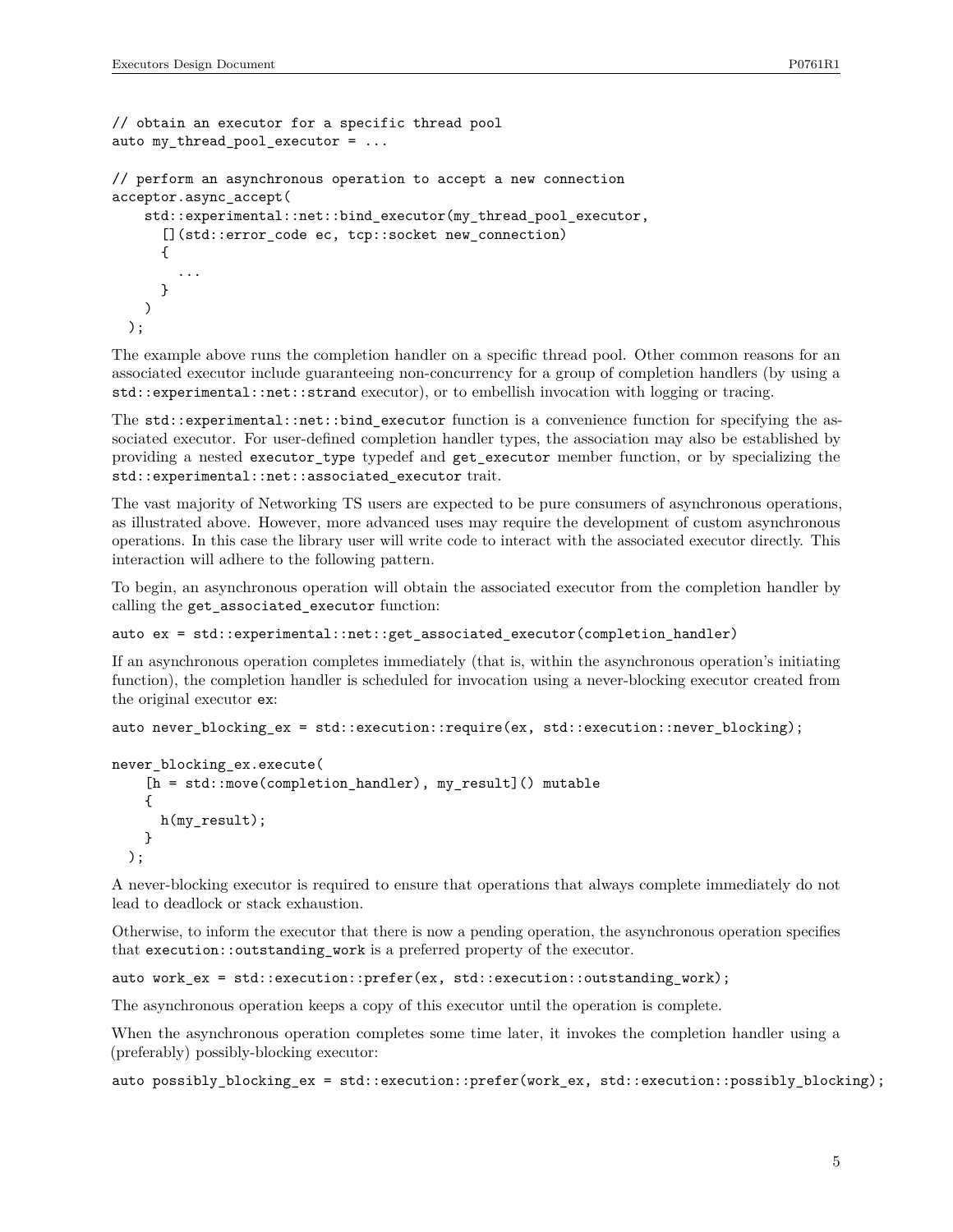```
// obtain an executor for a specific thread pool
auto my_thread_pool_executor = ...

// perform an asynchronous operation to accept a new connection
acceptor.async_accept(
    std::experimental::net::bind_executor(my_thread_pool_executor,
      [](std::error_code ec, tcp::socket new_connection)
      {
        ...
      }
    )
  );
```

The example above runs the completion handler on a specific thread pool. Other common reasons for an associated executor include guaranteeing non-concurrency for a group of completion handlers (by using a `std::experimental::net::strand` executor), or to embellish invocation with logging or tracing.

The `std::experimental::net::bind_executor` function is a convenience function for specifying the associated executor. For user-defined completion handler types, the association may also be established by providing a nested `executor_type` typedef and `get_executor` member function, or by specializing the `std::experimental::net::associated_executor` trait.

The vast majority of Networking TS users are expected to be pure consumers of asynchronous operations, as illustrated above. However, more advanced uses may require the development of custom asynchronous operations. In this case the library user will write code to interact with the associated executor directly. This interaction will adhere to the following pattern.

To begin, an asynchronous operation will obtain the associated executor from the completion handler by calling the `get_associated_executor` function:

```
auto ex = std::experimental::net::get_associated_executor(completion_handler)
```

If an asynchronous operation completes immediately (that is, within the asynchronous operation's initiating function), the completion handler is scheduled for invocation using a never-blocking executor created from the original executor `ex`:

```
auto never_blocking_ex = std::execution::require(ex, std::execution::never_blocking);

never_blocking_ex.execute(
    [h = std::move(completion_handler), my_result]() mutable
    {
      h(my_result);
    }
  );
```

A never-blocking executor is required to ensure that operations that always complete immediately do not lead to deadlock or stack exhaustion.

Otherwise, to inform the executor that there is now a pending operation, the asynchronous operation specifies that `execution::outstanding_work` is a preferred property of the executor.

```
auto work_ex = std::execution::prefer(ex, std::execution::outstanding_work);
```

The asynchronous operation keeps a copy of this executor until the operation is complete.

When the asynchronous operation completes some time later, it invokes the completion handler using a (preferably) possibly-blocking executor:

```
auto possibly_blocking_ex = std::execution::prefer(work_ex, std::execution::possibly_blocking);
```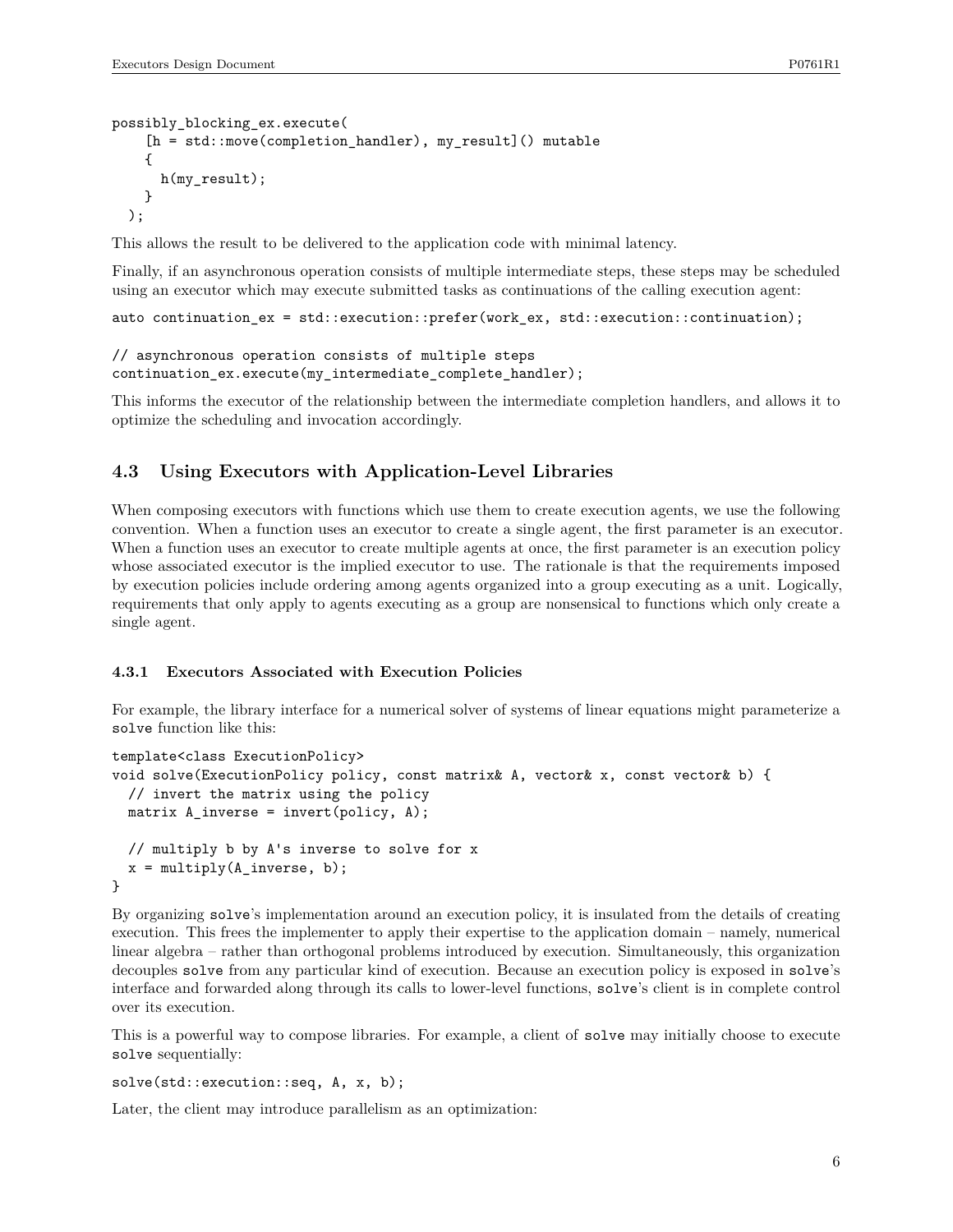```
possibly_blocking_ex.execute(
    [h = std::move(completion_handler), my_result]() mutable
    {
      h(my_result);
    }
  );
```

This allows the result to be delivered to the application code with minimal latency.

Finally, if an asynchronous operation consists of multiple intermediate steps, these steps may be scheduled using an executor which may execute submitted tasks as continuations of the calling execution agent:

```
auto continuation_ex = std::execution::prefer(work_ex, std::execution::continuation);

// asynchronous operation consists of multiple steps
continuation_ex.execute(my_intermediate_complete_handler);
```

This informs the executor of the relationship between the intermediate completion handlers, and allows it to optimize the scheduling and invocation accordingly.

## 4.3 Using Executors with Application-Level Libraries

When composing executors with functions which use them to create execution agents, we use the following convention. When a function uses an executor to create a single agent, the first parameter is an executor. When a function uses an executor to create multiple agents at once, the first parameter is an execution policy whose associated executor is the implied executor to use. The rationale is that the requirements imposed by execution policies include ordering among agents organized into a group executing as a unit. Logically, requirements that only apply to agents executing as a group are nonsensical to functions which only create a single agent.

### 4.3.1 Executors Associated with Execution Policies

For example, the library interface for a numerical solver of systems of linear equations might parameterize a `solve` function like this:

```
template<class ExecutionPolicy>
void solve(ExecutionPolicy policy, const matrix& A, vector& x, const vector& b) {
  // invert the matrix using the policy
  matrix A_inverse = invert(policy, A);

  // multiply b by A's inverse to solve for x
  x = multiply(A_inverse, b);
}
```

By organizing `solve`'s implementation around an execution policy, it is insulated from the details of creating execution. This frees the implementer to apply their expertise to the application domain – namely, numerical linear algebra – rather than orthogonal problems introduced by execution. Simultaneously, this organization decouples `solve` from any particular kind of execution. Because an execution policy is exposed in `solve`'s interface and forwarded along through its calls to lower-level functions, `solve`'s client is in complete control over its execution.

This is a powerful way to compose libraries. For example, a client of `solve` may initially choose to execute `solve` sequentially:

```
solve(std::execution::seq, A, x, b);
```

Later, the client may introduce parallelism as an optimization: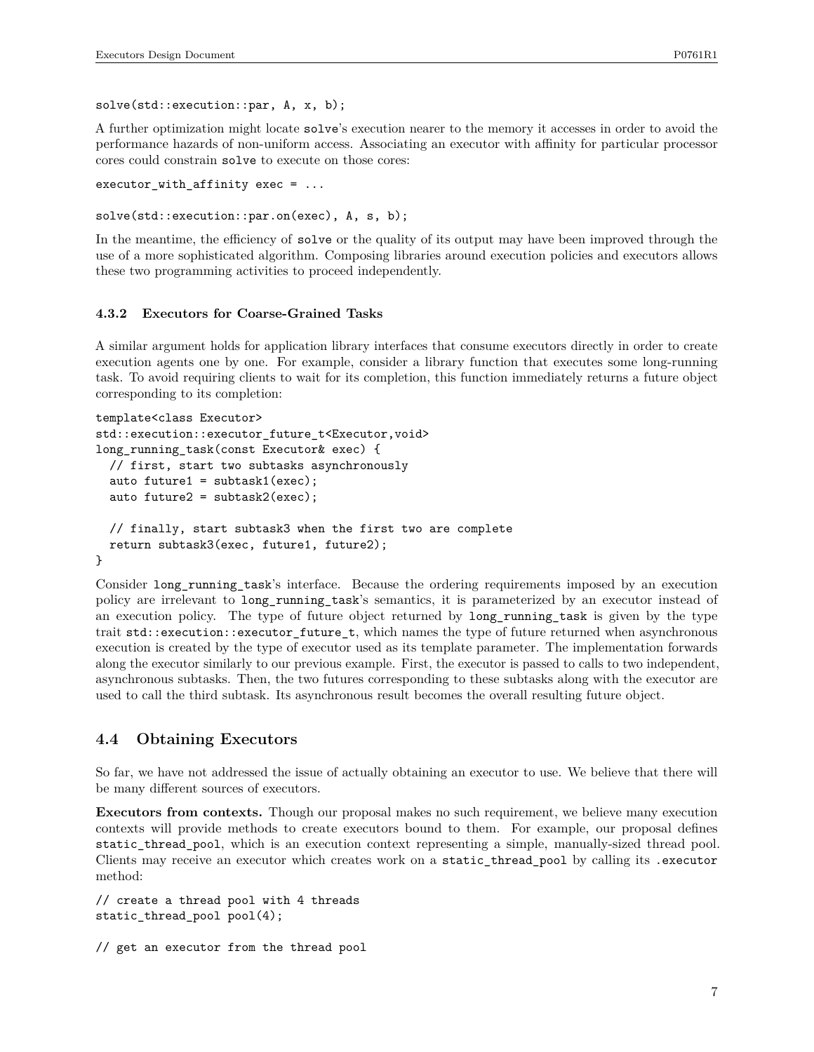```
solve(std::execution::par, A, x, b);
```

A further optimization might locate `solve`'s execution nearer to the memory it accesses in order to avoid the performance hazards of non-uniform access. Associating an executor with affinity for particular processor cores could constrain `solve` to execute on those cores:

```
executor_with_affinity exec = ...

solve(std::execution::par.on(exec), A, s, b);
```

In the meantime, the efficiency of `solve` or the quality of its output may have been improved through the use of a more sophisticated algorithm. Composing libraries around execution policies and executors allows these two programming activities to proceed independently.

#### 4.3.2 Executors for Coarse-Grained Tasks

A similar argument holds for application library interfaces that consume executors directly in order to create execution agents one by one. For example, consider a library function that executes some long-running task. To avoid requiring clients to wait for its completion, this function immediately returns a future object corresponding to its completion:

```
template<class Executor>
std::execution::executor_future_t<Executor,void>
long_running_task(const Executor& exec) {
  // first, start two subtasks asynchronously
  auto future1 = subtask1(exec);
  auto future2 = subtask2(exec);

  // finally, start subtask3 when the first two are complete
  return subtask3(exec, future1, future2);
}
```

Consider `long_running_task`'s interface. Because the ordering requirements imposed by an execution policy are irrelevant to `long_running_task`'s semantics, it is parameterized by an executor instead of an execution policy. The type of future object returned by `long_running_task` is given by the type trait `std::execution::executor_future_t`, which names the type of future returned when asynchronous execution is created by the type of executor used as its template parameter. The implementation forwards along the executor similarly to our previous example. First, the executor is passed to calls to two independent, asynchronous subtasks. Then, the two futures corresponding to these subtasks along with the executor are used to call the third subtask. Its asynchronous result becomes the overall resulting future object.

### 4.4 Obtaining Executors

So far, we have not addressed the issue of actually obtaining an executor to use. We believe that there will be many different sources of executors.

**Executors from contexts.** Though our proposal makes no such requirement, we believe many execution contexts will provide methods to create executors bound to them. For example, our proposal defines `static_thread_pool`, which is an execution context representing a simple, manually-sized thread pool. Clients may receive an executor which creates work on a `static_thread_pool` by calling its `.executor` method:

```
// create a thread pool with 4 threads
static_thread_pool pool(4);

// get an executor from the thread pool
```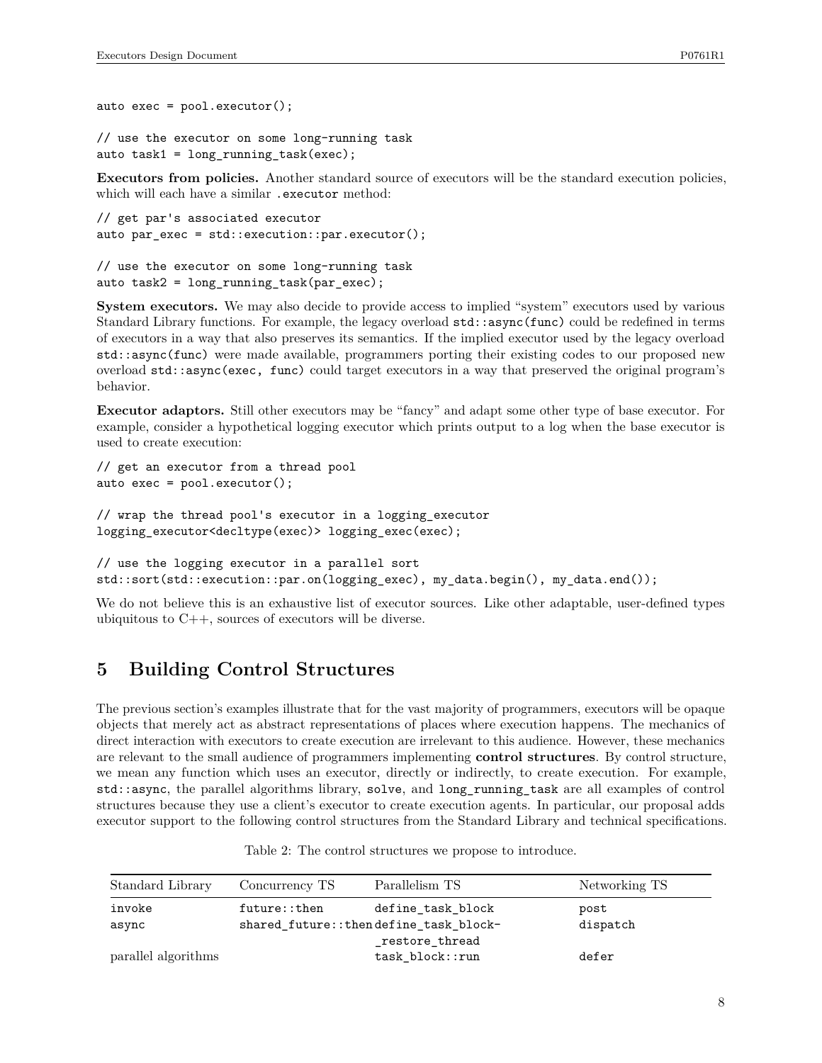```
auto exec = pool.executor();

// use the executor on some long-running task
auto task1 = long_running_task(exec);
```

**Executors from policies.** Another standard source of executors will be the standard execution policies, which will each have a similar `.executor` method:

```
// get par's associated executor
auto par_exec = std::execution::par.executor();

// use the executor on some long-running task
auto task2 = long_running_task(par_exec);
```

**System executors.** We may also decide to provide access to implied "system" executors used by various Standard Library functions. For example, the legacy overload `std::async(func)` could be redefined in terms of executors in a way that also preserves its semantics. If the implied executor used by the legacy overload `std::async(func)` were made available, programmers porting their existing codes to our proposed new overload `std::async(exec, func)` could target executors in a way that preserved the original program's behavior.

**Executor adaptors.** Still other executors may be "fancy" and adapt some other type of base executor. For example, consider a hypothetical logging executor which prints output to a log when the base executor is used to create execution:

```
// get an executor from a thread pool
auto exec = pool.executor();

// wrap the thread pool's executor in a logging_executor
logging_executor<decltype(exec)> logging_exec(exec);

// use the logging executor in a parallel sort
std::sort(std::execution::par.on(logging_exec), my_data.begin(), my_data.end());
```

We do not believe this is an exhaustive list of executor sources. Like other adaptable, user-defined types ubiquitous to C++, sources of executors will be diverse.

# 5 Building Control Structures

The previous section's examples illustrate that for the vast majority of programmers, executors will be opaque objects that merely act as abstract representations of places where execution happens. The mechanics of direct interaction with executors to create execution are irrelevant to this audience. However, these mechanics are relevant to the small audience of programmers implementing **control structures**. By control structure, we mean any function which uses an executor, directly or indirectly, to create execution. For example, `std::async`, the parallel algorithms library, `solve`, and `long_running_task` are all examples of control structures because they use a client's executor to create execution agents. In particular, our proposal adds executor support to the following control structures from the Standard Library and technical specifications.

Table 2: The control structures we propose to introduce.

| Standard Library | Concurrency TS | Parallelism TS | Networking TS |
|---|---|---|---|
| `invoke` | `future::then` | `define_task_block` | `post` |
| `async` | `shared_future::then` | `define_task_block_restore_thread` | `dispatch` |
| parallel algorithms | | `task_block::run` | `defer` |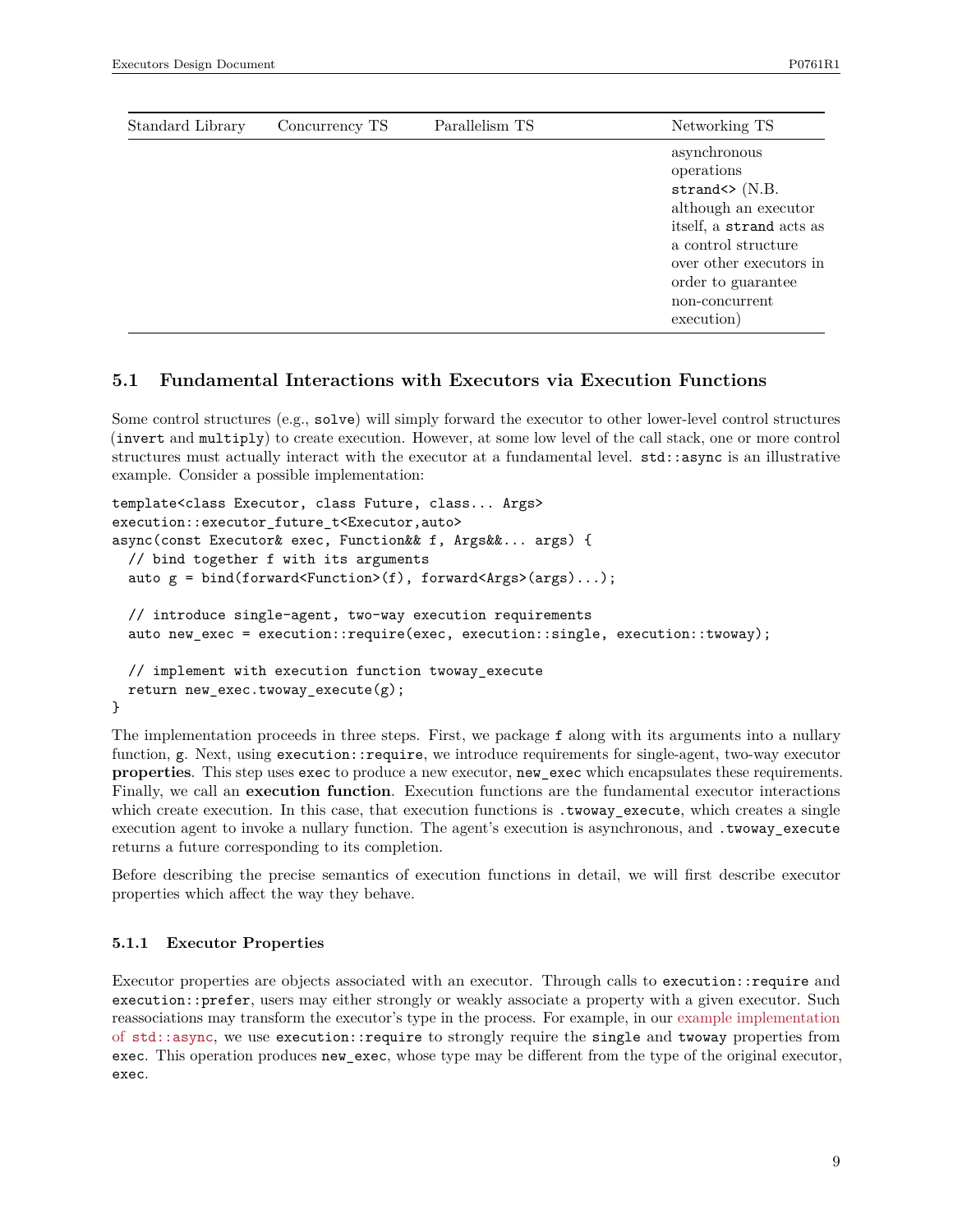| Standard Library | Concurrency TS | Parallelism TS | Networking TS |
| --- | --- | --- | --- |
| | | | asynchronous operations `strand<>` (N.B. although an executor itself, a `strand` acts as a control structure over other executors in order to guarantee non-concurrent execution) |

## 5.1 Fundamental Interactions with Executors via Execution Functions

Some control structures (e.g., `solve`) will simply forward the executor to other lower-level control structures (`invert` and `multiply`) to create execution. However, at some low level of the call stack, one or more control structures must actually interact with the executor at a fundamental level. `std::async` is an illustrative example. Consider a possible implementation:

```
template<class Executor, class Future, class... Args>
execution::executor_future_t<Executor,auto>
async(const Executor& exec, Function&& f, Args&&... args) {
  // bind together f with its arguments
  auto g = bind(forward<Function>(f), forward<Args>(args)...);

  // introduce single-agent, two-way execution requirements
  auto new_exec = execution::require(exec, execution::single, execution::twoway);

  // implement with execution function twoway_execute
  return new_exec.twoway_execute(g);
}
```

The implementation proceeds in three steps. First, we package `f` along with its arguments into a nullary function, `g`. Next, using `execution::require`, we introduce requirements for single-agent, two-way executor **properties**. This step uses `exec` to produce a new executor, `new_exec` which encapsulates these requirements. Finally, we call an **execution function**. Execution functions are the fundamental executor interactions which create execution. In this case, that execution functions is `.twoway_execute`, which creates a single execution agent to invoke a nullary function. The agent's execution is asynchronous, and `.twoway_execute` returns a future corresponding to its completion.

Before describing the precise semantics of execution functions in detail, we will first describe executor properties which affect the way they behave.

### 5.1.1 Executor Properties

Executor properties are objects associated with an executor. Through calls to `execution::require` and `execution::prefer`, users may either strongly or weakly associate a property with a given executor. Such reassociations may transform the executor's type in the process. For example, in our example implementation of `std::async`, we use `execution::require` to strongly require the `single` and `twoway` properties from `exec`. This operation produces `new_exec`, whose type may be different from the type of the original executor, `exec`.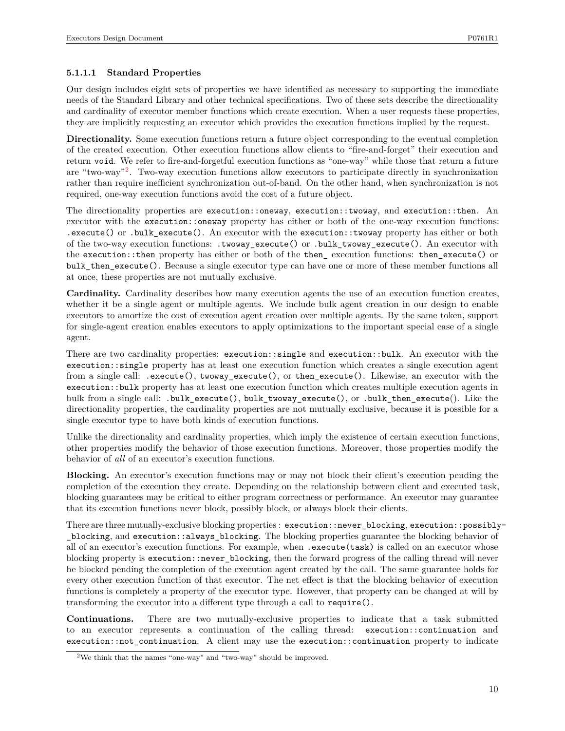#### 5.1.1.1 Standard Properties

Our design includes eight sets of properties we have identified as necessary to supporting the immediate needs of the Standard Library and other technical specifications. Two of these sets describe the directionality and cardinality of executor member functions which create execution. When a user requests these properties, they are implicitly requesting an executor which provides the execution functions implied by the request.

**Directionality.** Some execution functions return a future object corresponding to the eventual completion of the created execution. Other execution functions allow clients to "fire-and-forget" their execution and return `void`. We refer to fire-and-forgetful execution functions as "one-way" while those that return a future are "two-way"[2]. Two-way execution functions allow executors to participate directly in synchronization rather than require inefficient synchronization out-of-band. On the other hand, when synchronization is not required, one-way execution functions avoid the cost of a future object.

The directionality properties are `execution::oneway`, `execution::twoway`, and `execution::then`. An executor with the `execution::oneway` property has either or both of the one-way execution functions: `.execute()` or `.bulk_execute()`. An executor with the `execution::twoway` property has either or both of the two-way execution functions: `.twoway_execute()` or `.bulk_twoway_execute()`. An executor with the `execution::then` property has either or both of the `then_` execution functions: `then_execute()` or `bulk_then_execute()`. Because a single executor type can have one or more of these member functions all at once, these properties are not mutually exclusive.

**Cardinality.** Cardinality describes how many execution agents the use of an execution function creates, whether it be a single agent or multiple agents. We include bulk agent creation in our design to enable executors to amortize the cost of execution agent creation over multiple agents. By the same token, support for single-agent creation enables executors to apply optimizations to the important special case of a single agent.

There are two cardinality properties: `execution::single` and `execution::bulk`. An executor with the `execution::single` property has at least one execution function which creates a single execution agent from a single call: `.execute()`, `twoway_execute()`, or `then_execute()`. Likewise, an executor with the `execution::bulk` property has at least one execution function which creates multiple execution agents in bulk from a single call: `.bulk_execute()`, `bulk_twoway_execute()`, or `.bulk_then_execute()`. Like the directionality properties, the cardinality properties are not mutually exclusive, because it is possible for a single executor type to have both kinds of execution functions.

Unlike the directionality and cardinality properties, which imply the existence of certain execution functions, other properties modify the behavior of those execution functions. Moreover, those properties modify the behavior of *all* of an executor's execution functions.

**Blocking.** An executor's execution functions may or may not block their client's execution pending the completion of the execution they create. Depending on the relationship between client and executed task, blocking guarantees may be critical to either program correctness or performance. An executor may guarantee that its execution functions never block, possibly block, or always block their clients.

There are three mutually-exclusive blocking properties : `execution::never_blocking`, `execution::possibly_blocking`, and `execution::always_blocking`. The blocking properties guarantee the blocking behavior of all of an executor's execution functions. For example, when `.execute(task)` is called on an executor whose blocking property is `execution::never_blocking`, then the forward progress of the calling thread will never be blocked pending the completion of the execution agent created by the call. The same guarantee holds for every other execution function of that executor. The net effect is that the blocking behavior of execution functions is completely a property of the executor type. However, that property can be changed at will by transforming the executor into a different type through a call to `require()`.

**Continuations.** There are two mutually-exclusive properties to indicate that a task submitted to an executor represents a continuation of the calling thread: `execution::continuation` and `execution::not_continuation`. A client may use the `execution::continuation` property to indicate

[2] We think that the names "one-way" and "two-way" should be improved.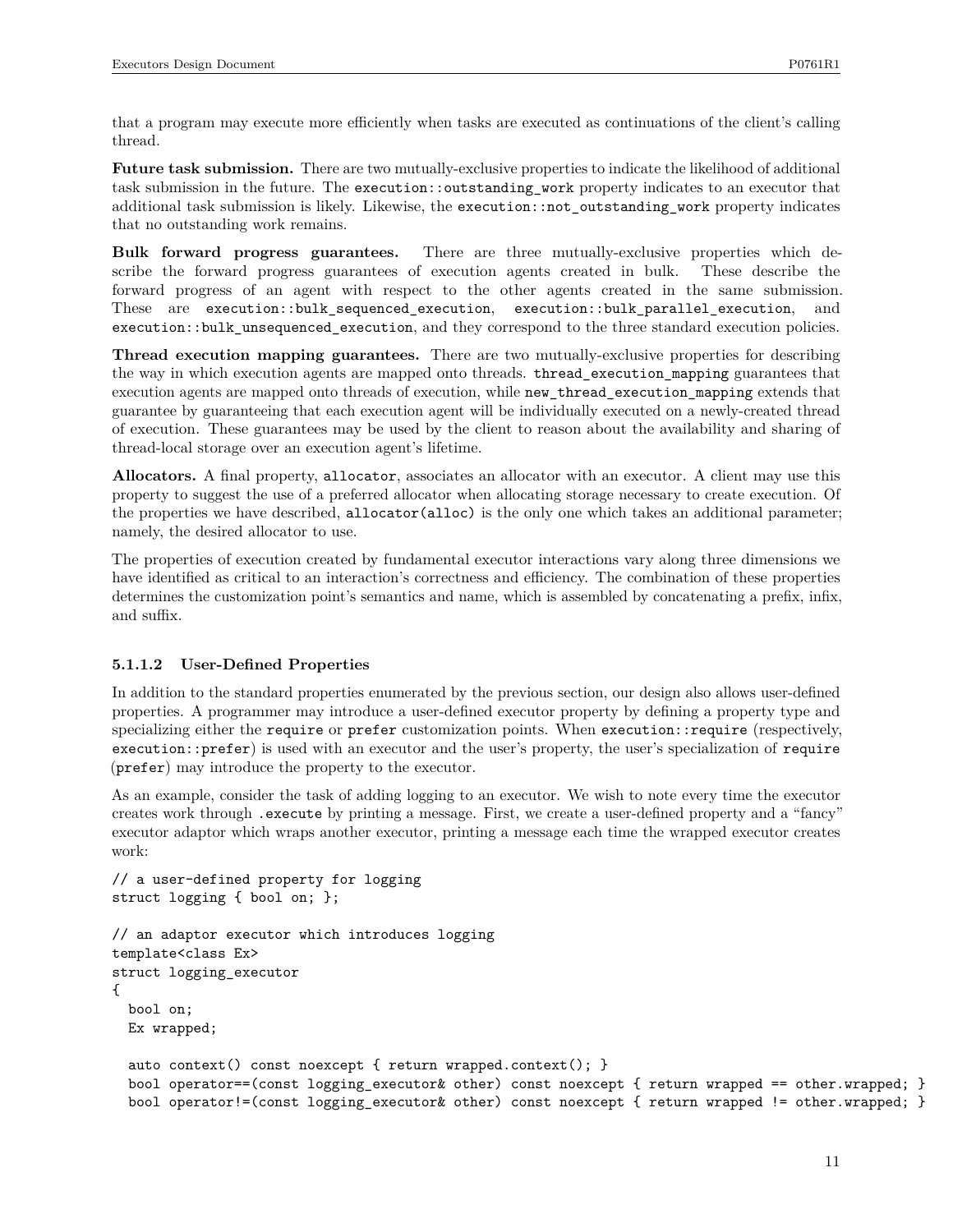that a program may execute more efficiently when tasks are executed as continuations of the client's calling thread.

**Future task submission.** There are two mutually-exclusive properties to indicate the likelihood of additional task submission in the future. The `execution::outstanding_work` property indicates to an executor that additional task submission is likely. Likewise, the `execution::not_outstanding_work` property indicates that no outstanding work remains.

**Bulk forward progress guarantees.** There are three mutually-exclusive properties which describe the forward progress guarantees of execution agents created in bulk. These describe the forward progress of an agent with respect to the other agents created in the same submission. These are `execution::bulk_sequenced_execution`, `execution::bulk_parallel_execution`, and `execution::bulk_unsequenced_execution`, and they correspond to the three standard execution policies.

**Thread execution mapping guarantees.** There are two mutually-exclusive properties for describing the way in which execution agents are mapped onto threads. `thread_execution_mapping` guarantees that execution agents are mapped onto threads of execution, while `new_thread_execution_mapping` extends that guarantee by guaranteeing that each execution agent will be individually executed on a newly-created thread of execution. These guarantees may be used by the client to reason about the availability and sharing of thread-local storage over an execution agent's lifetime.

**Allocators.** A final property, `allocator`, associates an allocator with an executor. A client may use this property to suggest the use of a preferred allocator when allocating storage necessary to create execution. Of the properties we have described, `allocator(alloc)` is the only one which takes an additional parameter; namely, the desired allocator to use.

The properties of execution created by fundamental executor interactions vary along three dimensions we have identified as critical to an interaction's correctness and efficiency. The combination of these properties determines the customization point's semantics and name, which is assembled by concatenating a prefix, infix, and suffix.

#### 5.1.1.2 User-Defined Properties

In addition to the standard properties enumerated by the previous section, our design also allows user-defined properties. A programmer may introduce a user-defined executor property by defining a property type and specializing either the `require` or `prefer` customization points. When `execution::require` (respectively, `execution::prefer`) is used with an executor and the user's property, the user's specialization of `require` (`prefer`) may introduce the property to the executor.

As an example, consider the task of adding logging to an executor. We wish to note every time the executor creates work through `.execute` by printing a message. First, we create a user-defined property and a "fancy" executor adaptor which wraps another executor, printing a message each time the wrapped executor creates work:

```
// a user-defined property for logging
struct logging { bool on; };

// an adaptor executor which introduces logging
template<class Ex>
struct logging_executor
{
  bool on;
  Ex wrapped;

  auto context() const noexcept { return wrapped.context(); }
  bool operator==(const logging_executor& other) const noexcept { return wrapped == other.wrapped; }
  bool operator!=(const logging_executor& other) const noexcept { return wrapped != other.wrapped; }
```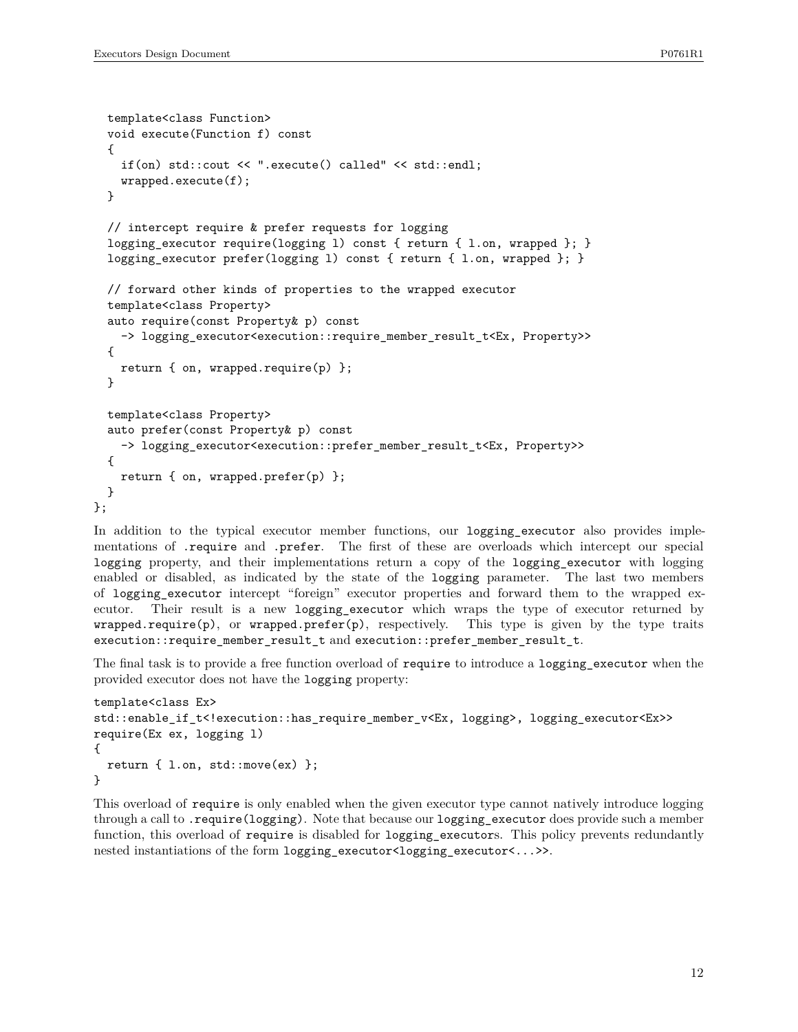```
  template<class Function>
  void execute(Function f) const
  {
    if(on) std::cout << ".execute() called" << std::endl;
    wrapped.execute(f);
  }

  // intercept require & prefer requests for logging
  logging_executor require(logging l) const { return { l.on, wrapped }; }
  logging_executor prefer(logging l) const { return { l.on, wrapped }; }

  // forward other kinds of properties to the wrapped executor
  template<class Property>
  auto require(const Property& p) const
    -> logging_executor<execution::require_member_result_t<Ex, Property>>
  {
    return { on, wrapped.require(p) };
  }

  template<class Property>
  auto prefer(const Property& p) const
    -> logging_executor<execution::prefer_member_result_t<Ex, Property>>
  {
    return { on, wrapped.prefer(p) };
  }
};
```

In addition to the typical executor member functions, our `logging_executor` also provides implementations of `.require` and `.prefer`. The first of these are overloads which intercept our special `logging` property, and their implementations return a copy of the `logging_executor` with logging enabled or disabled, as indicated by the state of the `logging` parameter. The last two members of `logging_executor` intercept "foreign" executor properties and forward them to the wrapped executor. Their result is a new `logging_executor` which wraps the type of executor returned by `wrapped.require(p)`, or `wrapped.prefer(p)`, respectively. This type is given by the type traits `execution::require_member_result_t` and `execution::prefer_member_result_t`.

The final task is to provide a free function overload of `require` to introduce a `logging_executor` when the provided executor does not have the `logging` property:

```
template<class Ex>
std::enable_if_t<!execution::has_require_member_v<Ex, logging>, logging_executor<Ex>>
require(Ex ex, logging l)
{
  return { l.on, std::move(ex) };
}
```

This overload of `require` is only enabled when the given executor type cannot natively introduce logging through a call to `.require(logging)`. Note that because our `logging_executor` does provide such a member function, this overload of `require` is disabled for `logging_executor`s. This policy prevents redundantly nested instantiations of the form `logging_executor<logging_executor<...>>`.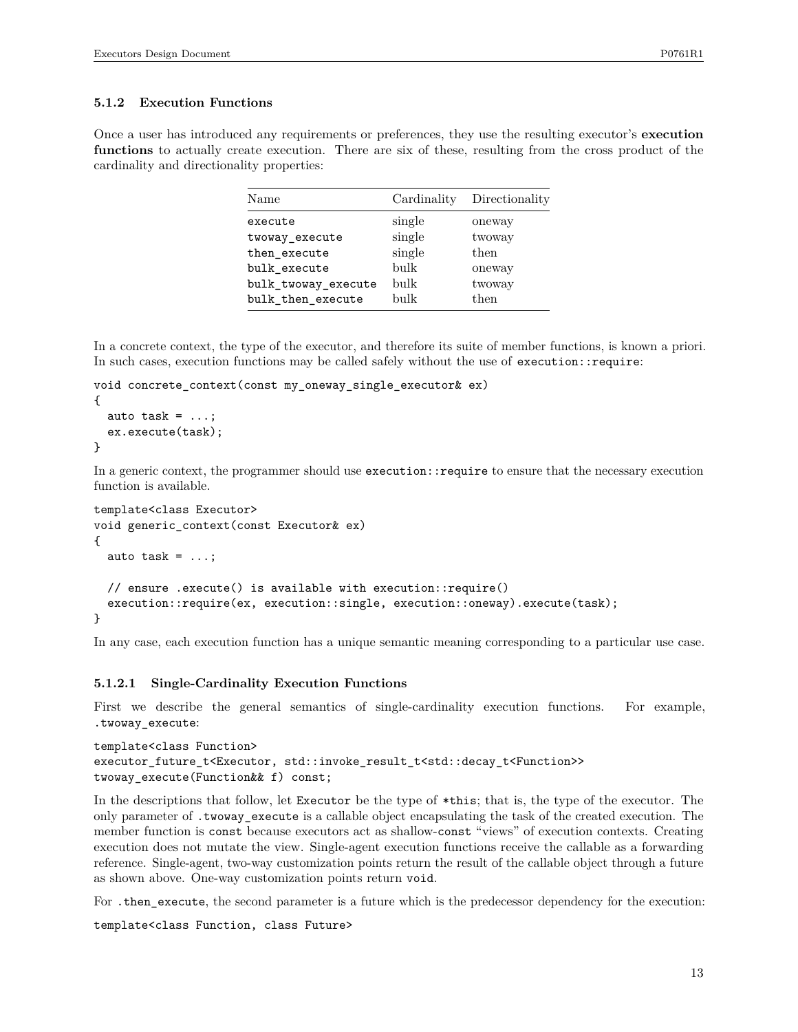### 5.1.2 Execution Functions

Once a user has introduced any requirements or preferences, they use the resulting executor's **execution functions** to actually create execution. There are six of these, resulting from the cross product of the cardinality and directionality properties:

| Name | Cardinality | Directionality |
|---|---|---|
| `execute` | single | oneway |
| `twoway_execute` | single | twoway |
| `then_execute` | single | then |
| `bulk_execute` | bulk | oneway |
| `bulk_twoway_execute` | bulk | twoway |
| `bulk_then_execute` | bulk | then |

In a concrete context, the type of the executor, and therefore its suite of member functions, is known a priori. In such cases, execution functions may be called safely without the use of `execution::require`:

```
void concrete_context(const my_oneway_single_executor& ex)
{
  auto task = ...;
  ex.execute(task);
}
```

In a generic context, the programmer should use `execution::require` to ensure that the necessary execution function is available.

```
template<class Executor>
void generic_context(const Executor& ex)
{
  auto task = ...;

  // ensure .execute() is available with execution::require()
  execution::require(ex, execution::single, execution::oneway).execute(task);
}
```

In any case, each execution function has a unique semantic meaning corresponding to a particular use case.

#### 5.1.2.1 Single-Cardinality Execution Functions

First we describe the general semantics of single-cardinality execution functions. For example, `.twoway_execute`:

```
template<class Function>
executor_future_t<Executor, std::invoke_result_t<std::decay_t<Function>>
twoway_execute(Function&& f) const;
```

In the descriptions that follow, let `Executor` be the type of `*this`; that is, the type of the executor. The only parameter of `.twoway_execute` is a callable object encapsulating the task of the created execution. The member function is `const` because executors act as shallow-`const` "views" of execution contexts. Creating execution does not mutate the view. Single-agent execution functions receive the callable as a forwarding reference. Single-agent, two-way customization points return the result of the callable object through a future as shown above. One-way customization points return `void`.

For `.then_execute`, the second parameter is a future which is the predecessor dependency for the execution:

```
template<class Function, class Future>
```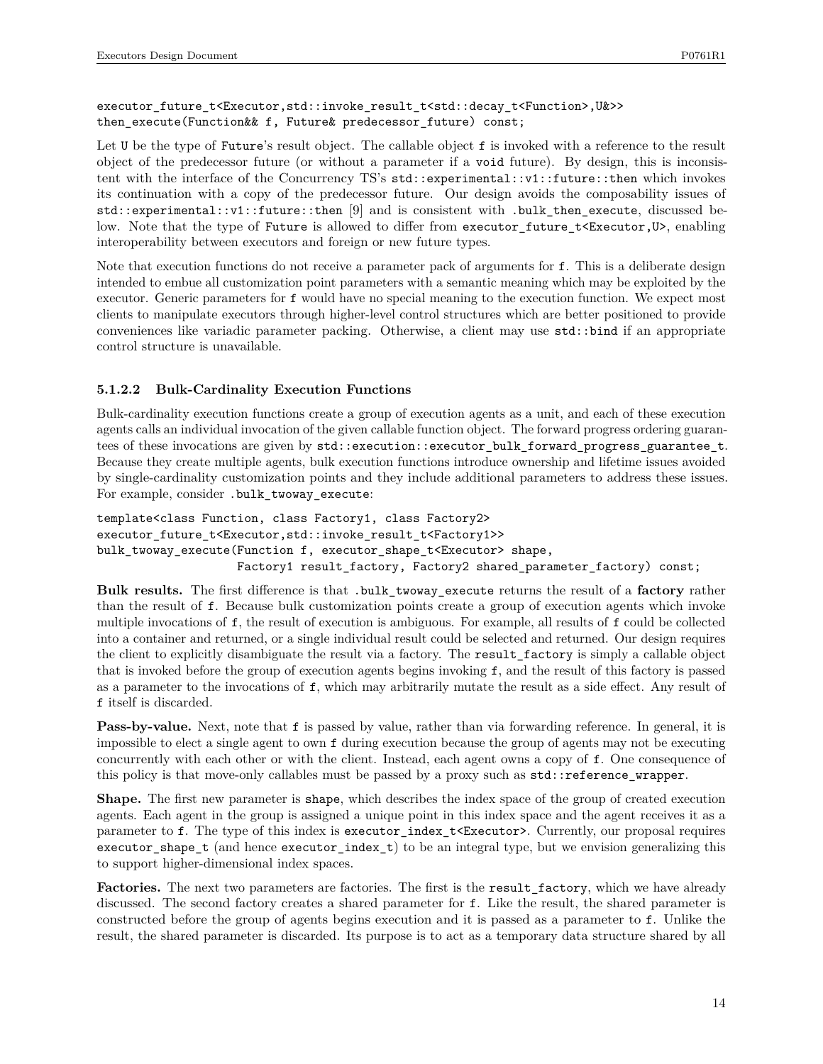```
executor_future_t<Executor,std::invoke_result_t<std::decay_t<Function>,U&>>
then_execute(Function&& f, Future& predecessor_future) const;
```

Let `U` be the type of `Future`'s result object. The callable object `f` is invoked with a reference to the result object of the predecessor future (or without a parameter if a `void` future). By design, this is inconsistent with the interface of the Concurrency TS's `std::experimental::v1::future::then` which invokes its continuation with a copy of the predecessor future. Our design avoids the composability issues of `std::experimental::v1::future::then` [9] and is consistent with `.bulk_then_execute`, discussed below. Note that the type of `Future` is allowed to differ from `executor_future_t<Executor,U>`, enabling interoperability between executors and foreign or new future types.

Note that execution functions do not receive a parameter pack of arguments for `f`. This is a deliberate design intended to embue all customization point parameters with a semantic meaning which may be exploited by the executor. Generic parameters for `f` would have no special meaning to the execution function. We expect most clients to manipulate executors through higher-level control structures which are better positioned to provide conveniences like variadic parameter packing. Otherwise, a client may use `std::bind` if an appropriate control structure is unavailable.

#### 5.1.2.2 Bulk-Cardinality Execution Functions

Bulk-cardinality execution functions create a group of execution agents as a unit, and each of these execution agents calls an individual invocation of the given callable function object. The forward progress ordering guarantees of these invocations are given by `std::execution::executor_bulk_forward_progress_guarantee_t`. Because they create multiple agents, bulk execution functions introduce ownership and lifetime issues avoided by single-cardinality customization points and they include additional parameters to address these issues. For example, consider `.bulk_twoway_execute`:

```
template<class Function, class Factory1, class Factory2>
executor_future_t<Executor,std::invoke_result_t<Factory1>>
bulk_twoway_execute(Function f, executor_shape_t<Executor> shape,
                    Factory1 result_factory, Factory2 shared_parameter_factory) const;
```

**Bulk results.** The first difference is that `.bulk_twoway_execute` returns the result of a **factory** rather than the result of `f`. Because bulk customization points create a group of execution agents which invoke multiple invocations of `f`, the result of execution is ambiguous. For example, all results of `f` could be collected into a container and returned, or a single individual result could be selected and returned. Our design requires the client to explicitly disambiguate the result via a factory. The `result_factory` is simply a callable object that is invoked before the group of execution agents begins invoking `f`, and the result of this factory is passed as a parameter to the invocations of `f`, which may arbitrarily mutate the result as a side effect. Any result of `f` itself is discarded.

**Pass-by-value.** Next, note that `f` is passed by value, rather than via forwarding reference. In general, it is impossible to elect a single agent to own `f` during execution because the group of agents may not be executing concurrently with each other or with the client. Instead, each agent owns a copy of `f`. One consequence of this policy is that move-only callables must be passed by a proxy such as `std::reference_wrapper`.

**Shape.** The first new parameter is `shape`, which describes the index space of the group of created execution agents. Each agent in the group is assigned a unique point in this index space and the agent receives it as a parameter to `f`. The type of this index is `executor_index_t<Executor>`. Currently, our proposal requires `executor_shape_t` (and hence `executor_index_t`) to be an integral type, but we envision generalizing this to support higher-dimensional index spaces.

**Factories.** The next two parameters are factories. The first is the `result_factory`, which we have already discussed. The second factory creates a shared parameter for `f`. Like the result, the shared parameter is constructed before the group of agents begins execution and it is passed as a parameter to `f`. Unlike the result, the shared parameter is discarded. Its purpose is to act as a temporary data structure shared by all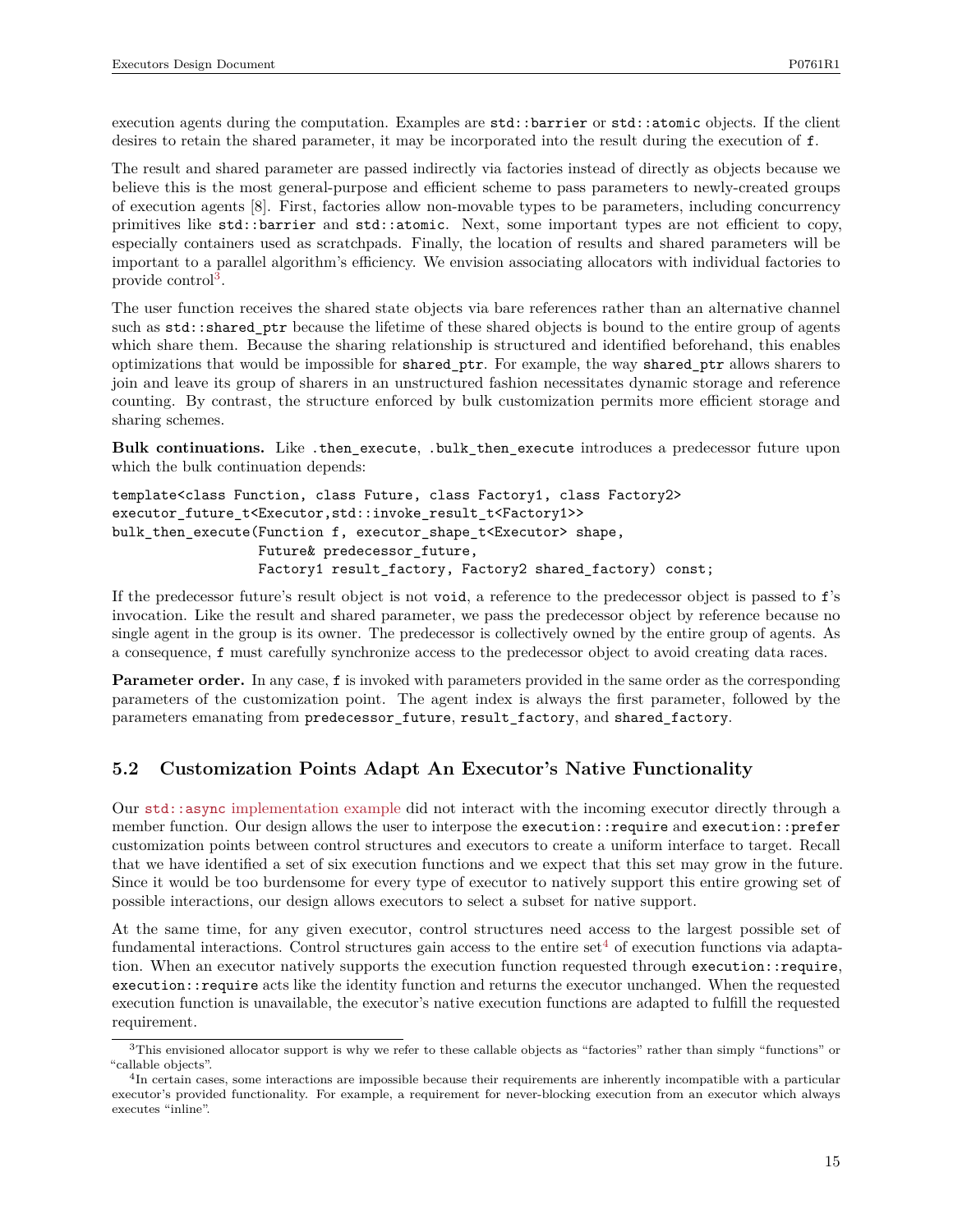execution agents during the computation. Examples are `std::barrier` or `std::atomic` objects. If the client desires to retain the shared parameter, it may be incorporated into the result during the execution of `f`.

The result and shared parameter are passed indirectly via factories instead of directly as objects because we believe this is the most general-purpose and efficient scheme to pass parameters to newly-created groups of execution agents [8]. First, factories allow non-movable types to be parameters, including concurrency primitives like `std::barrier` and `std::atomic`. Next, some important types are not efficient to copy, especially containers used as scratchpads. Finally, the location of results and shared parameters will be important to a parallel algorithm's efficiency. We envision associating allocators with individual factories to provide control[3].

The user function receives the shared state objects via bare references rather than an alternative channel such as `std::shared_ptr` because the lifetime of these shared objects is bound to the entire group of agents which share them. Because the sharing relationship is structured and identified beforehand, this enables optimizations that would be impossible for `shared_ptr`. For example, the way `shared_ptr` allows sharers to join and leave its group of sharers in an unstructured fashion necessitates dynamic storage and reference counting. By contrast, the structure enforced by bulk customization permits more efficient storage and sharing schemes.

**Bulk continuations.** Like `.then_execute`, `.bulk_then_execute` introduces a predecessor future upon which the bulk continuation depends:

```
template<class Function, class Future, class Factory1, class Factory2>
executor_future_t<Executor,std::invoke_result_t<Factory1>>
bulk_then_execute(Function f, executor_shape_t<Executor> shape,
                  Future& predecessor_future,
                  Factory1 result_factory, Factory2 shared_factory) const;
```

If the predecessor future's result object is not `void`, a reference to the predecessor object is passed to `f`'s invocation. Like the result and shared parameter, we pass the predecessor object by reference because no single agent in the group is its owner. The predecessor is collectively owned by the entire group of agents. As a consequence, `f` must carefully synchronize access to the predecessor object to avoid creating data races.

**Parameter order.** In any case, `f` is invoked with parameters provided in the same order as the corresponding parameters of the customization point. The agent index is always the first parameter, followed by the parameters emanating from `predecessor_future`, `result_factory`, and `shared_factory`.

## 5.2 Customization Points Adapt An Executor's Native Functionality

Our `std::async` implementation example did not interact with the incoming executor directly through a member function. Our design allows the user to interpose the `execution::require` and `execution::prefer` customization points between control structures and executors to create a uniform interface to target. Recall that we have identified a set of six execution functions and we expect that this set may grow in the future. Since it would be too burdensome for every type of executor to natively support this entire growing set of possible interactions, our design allows executors to select a subset for native support.

At the same time, for any given executor, control structures need access to the largest possible set of fundamental interactions. Control structures gain access to the entire set[4] of execution functions via adaptation. When an executor natively supports the execution function requested through `execution::require`, `execution::require` acts like the identity function and returns the executor unchanged. When the requested execution function is unavailable, the executor's native execution functions are adapted to fulfill the requested requirement.

---

[3] This envisioned allocator support is why we refer to these callable objects as "factories" rather than simply "functions" or "callable objects".

[4] In certain cases, some interactions are impossible because their requirements are inherently incompatible with a particular executor's provided functionality. For example, a requirement for never-blocking execution from an executor which always executes "inline".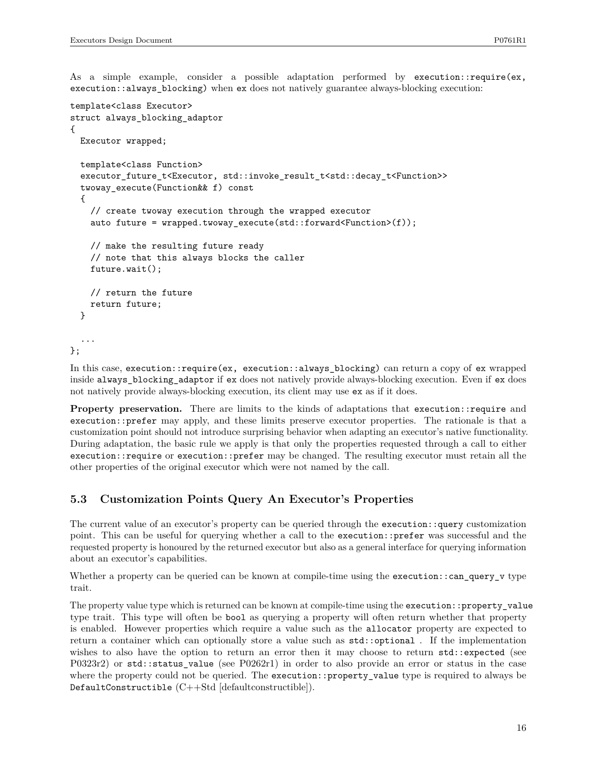As a simple example, consider a possible adaptation performed by `execution::require(ex, execution::always_blocking)` when `ex` does not natively guarantee always-blocking execution:

```
template<class Executor>
struct always_blocking_adaptor
{
  Executor wrapped;

  template<class Function>
  executor_future_t<Executor, std::invoke_result_t<std::decay_t<Function>>
  twoway_execute(Function&& f) const
  {
    // create twoway execution through the wrapped executor
    auto future = wrapped.twoway_execute(std::forward<Function>(f));

    // make the resulting future ready
    // note that this always blocks the caller
    future.wait();

    // return the future
    return future;
  }

  ...
};
```

In this case, `execution::require(ex, execution::always_blocking)` can return a copy of `ex` wrapped inside `always_blocking_adaptor` if `ex` does not natively provide always-blocking execution. Even if `ex` does not natively provide always-blocking execution, its client may use `ex` as if it does.

**Property preservation.** There are limits to the kinds of adaptations that `execution::require` and `execution::prefer` may apply, and these limits preserve executor properties. The rationale is that a customization point should not introduce surprising behavior when adapting an executor's native functionality. During adaptation, the basic rule we apply is that only the properties requested through a call to either `execution::require` or `execution::prefer` may be changed. The resulting executor must retain all the other properties of the original executor which were not named by the call.

## 5.3 Customization Points Query An Executor's Properties

The current value of an executor's property can be queried through the `execution::query` customization point. This can be useful for querying whether a call to the `execution::prefer` was successful and the requested property is honoured by the returned executor but also as a general interface for querying information about an executor's capabilities.

Whether a property can be queried can be known at compile-time using the `execution::can_query_v` type trait.

The property value type which is returned can be known at compile-time using the `execution::property_value` type trait. This type will often be `bool` as querying a property will often return whether that property is enabled. However properties which require a value such as the `allocator` property are expected to return a container which can optionally store a value such as `std::optional` . If the implementation wishes to also have the option to return an error then it may choose to return `std::expected` (see P0323r2) or `std::status_value` (see P0262r1) in order to also provide an error or status in the case where the property could not be queried. The `execution::property_value` type is required to always be `DefaultConstructible` (C++Std [defaultconstructible]).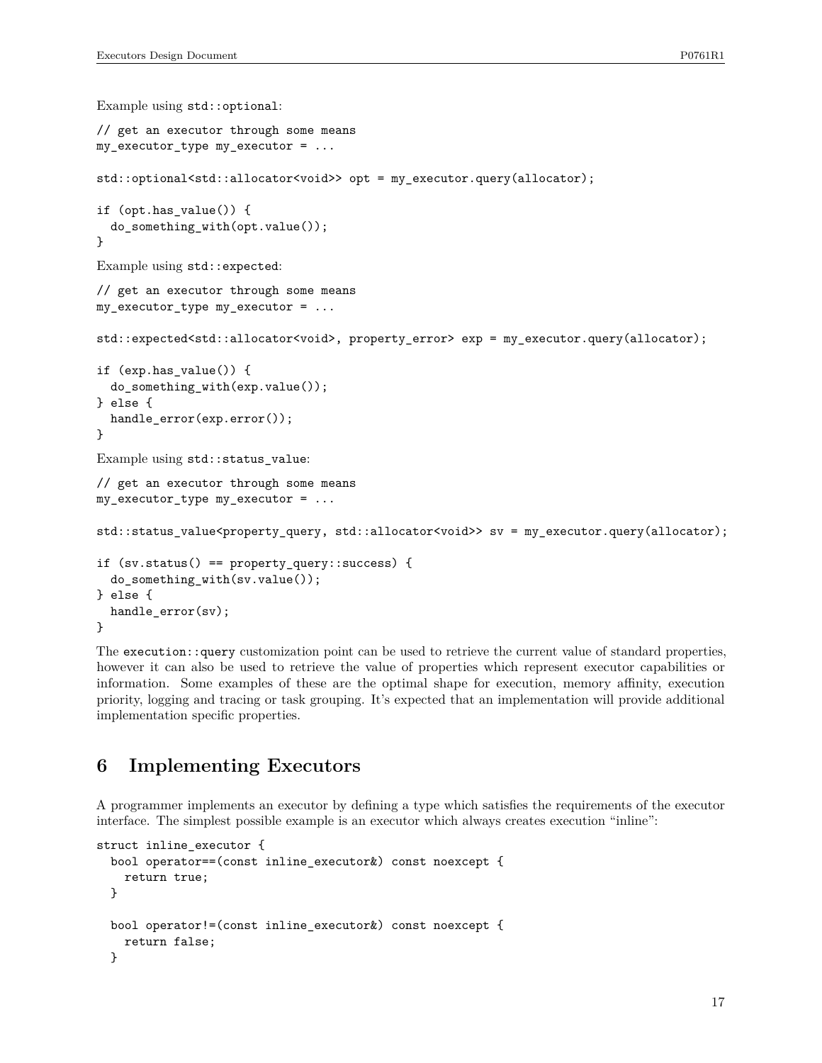Example using `std::optional`:

```
// get an executor through some means
my_executor_type my_executor = ...

std::optional<std::allocator<void>> opt = my_executor.query(allocator);

if (opt.has_value()) {
  do_something_with(opt.value());
}
```

Example using `std::expected`:

```
// get an executor through some means
my_executor_type my_executor = ...

std::expected<std::allocator<void>, property_error> exp = my_executor.query(allocator);

if (exp.has_value()) {
  do_something_with(exp.value());
} else {
  handle_error(exp.error());
}
```

Example using `std::status_value`:

```
// get an executor through some means
my_executor_type my_executor = ...

std::status_value<property_query, std::allocator<void>> sv = my_executor.query(allocator);

if (sv.status() == property_query::success) {
  do_something_with(sv.value());
} else {
  handle_error(sv);
}
```

The `execution::query` customization point can be used to retrieve the current value of standard properties, however it can also be used to retrieve the value of properties which represent executor capabilities or information. Some examples of these are the optimal shape for execution, memory affinity, execution priority, logging and tracing or task grouping. It's expected that an implementation will provide additional implementation specific properties.

## 6 Implementing Executors

A programmer implements an executor by defining a type which satisfies the requirements of the executor interface. The simplest possible example is an executor which always creates execution "inline":

```
struct inline_executor {
  bool operator==(const inline_executor&) const noexcept {
    return true;
  }

  bool operator!=(const inline_executor&) const noexcept {
    return false;
  }
```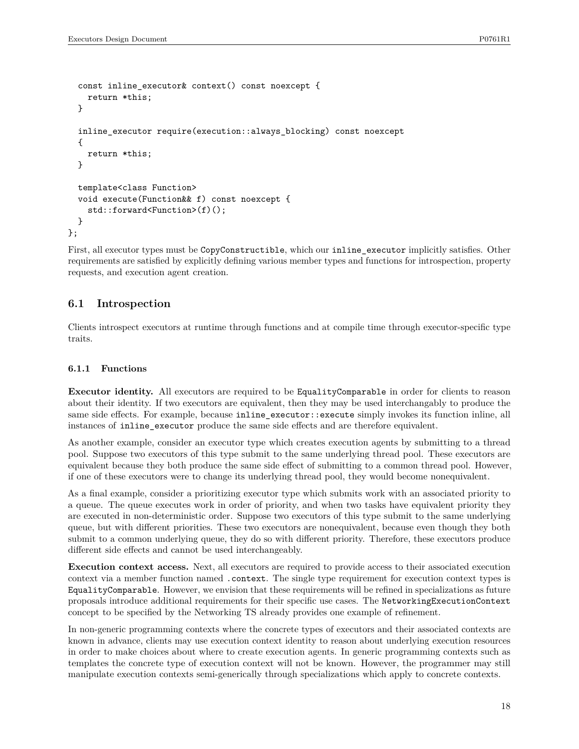```
  const inline_executor& context() const noexcept {
    return *this;
  }

  inline_executor require(execution::always_blocking) const noexcept
  {
    return *this;
  }

  template<class Function>
  void execute(Function&& f) const noexcept {
    std::forward<Function>(f)();
  }
};
```

First, all executor types must be `CopyConstructible`, which our `inline_executor` implicitly satisfies. Other requirements are satisfied by explicitly defining various member types and functions for introspection, property requests, and execution agent creation.

## 6.1 Introspection

Clients introspect executors at runtime through functions and at compile time through executor-specific type traits.

### 6.1.1 Functions

**Executor identity.** All executors are required to be `EqualityComparable` in order for clients to reason about their identity. If two executors are equivalent, then they may be used interchangably to produce the same side effects. For example, because `inline_executor::execute` simply invokes its function inline, all instances of `inline_executor` produce the same side effects and are therefore equivalent.

As another example, consider an executor type which creates execution agents by submitting to a thread pool. Suppose two executors of this type submit to the same underlying thread pool. These executors are equivalent because they both produce the same side effect of submitting to a common thread pool. However, if one of these executors were to change its underlying thread pool, they would become nonequivalent.

As a final example, consider a prioritizing executor type which submits work with an associated priority to a queue. The queue executes work in order of priority, and when two tasks have equivalent priority they are executed in non-deterministic order. Suppose two executors of this type submit to the same underlying queue, but with different priorities. These two executors are nonequivalent, because even though they both submit to a common underlying queue, they do so with different priority. Therefore, these executors produce different side effects and cannot be used interchangeably.

**Execution context access.** Next, all executors are required to provide access to their associated execution context via a member function named `.context`. The single type requirement for execution context types is `EqualityComparable`. However, we envision that these requirements will be refined in specializations as future proposals introduce additional requirements for their specific use cases. The `NetworkingExecutionContext` concept to be specified by the Networking TS already provides one example of refinement.

In non-generic programming contexts where the concrete types of executors and their associated contexts are known in advance, clients may use execution context identity to reason about underlying execution resources in order to make choices about where to create execution agents. In generic programming contexts such as templates the concrete type of execution context will not be known. However, the programmer may still manipulate execution contexts semi-generically through specializations which apply to concrete contexts.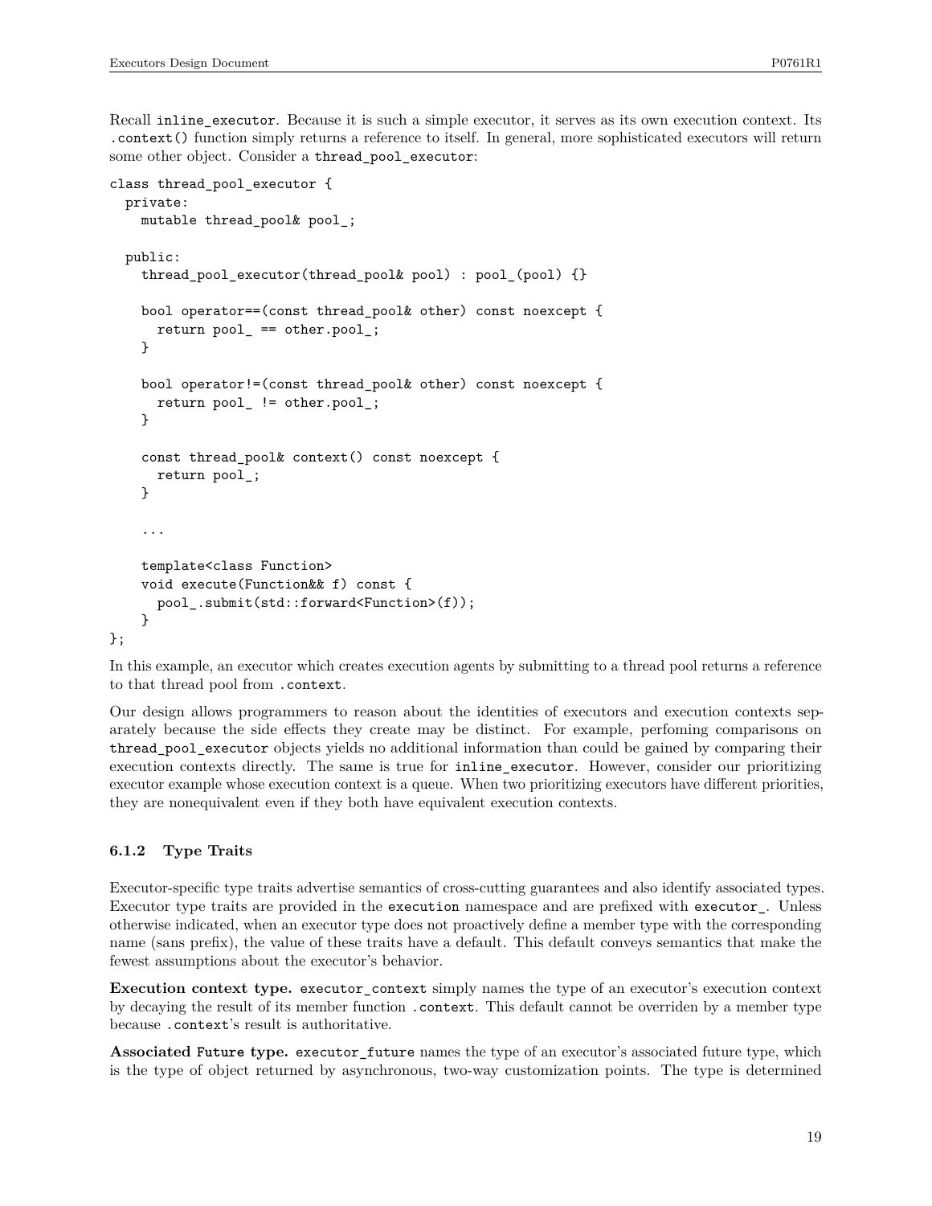Recall `inline_executor`. Because it is such a simple executor, it serves as its own execution context. Its `.context()` function simply returns a reference to itself. In general, more sophisticated executors will return some other object. Consider a `thread_pool_executor`:

```
class thread_pool_executor {
  private:
    mutable thread_pool& pool_;

  public:
    thread_pool_executor(thread_pool& pool) : pool_(pool) {}

    bool operator==(const thread_pool& other) const noexcept {
      return pool_ == other.pool_;
    }

    bool operator!=(const thread_pool& other) const noexcept {
      return pool_ != other.pool_;
    }

    const thread_pool& context() const noexcept {
      return pool_;
    }

    ...

    template<class Function>
    void execute(Function&& f) const {
      pool_.submit(std::forward<Function>(f));
    }
};
```

In this example, an executor which creates execution agents by submitting to a thread pool returns a reference to that thread pool from `.context`.

Our design allows programmers to reason about the identities of executors and execution contexts separately because the side effects they create may be distinct. For example, perfoming comparisons on `thread_pool_executor` objects yields no additional information than could be gained by comparing their execution contexts directly. The same is true for `inline_executor`. However, consider our prioritizing executor example whose execution context is a queue. When two prioritizing executors have different priorities, they are nonequivalent even if they both have equivalent execution contexts.

### 6.1.2 Type Traits

Executor-specific type traits advertise semantics of cross-cutting guarantees and also identify associated types. Executor type traits are provided in the `execution` namespace and are prefixed with `executor_`. Unless otherwise indicated, when an executor type does not proactively define a member type with the corresponding name (sans prefix), the value of these traits have a default. This default conveys semantics that make the fewest assumptions about the executor's behavior.

**Execution context type.** `executor_context` simply names the type of an executor's execution context by decaying the result of its member function `.context`. This default cannot be overriden by a member type because `.context`'s result is authoritative.

**Associated `Future` type.** `executor_future` names the type of an executor's associated future type, which is the type of object returned by asynchronous, two-way customization points. The type is determined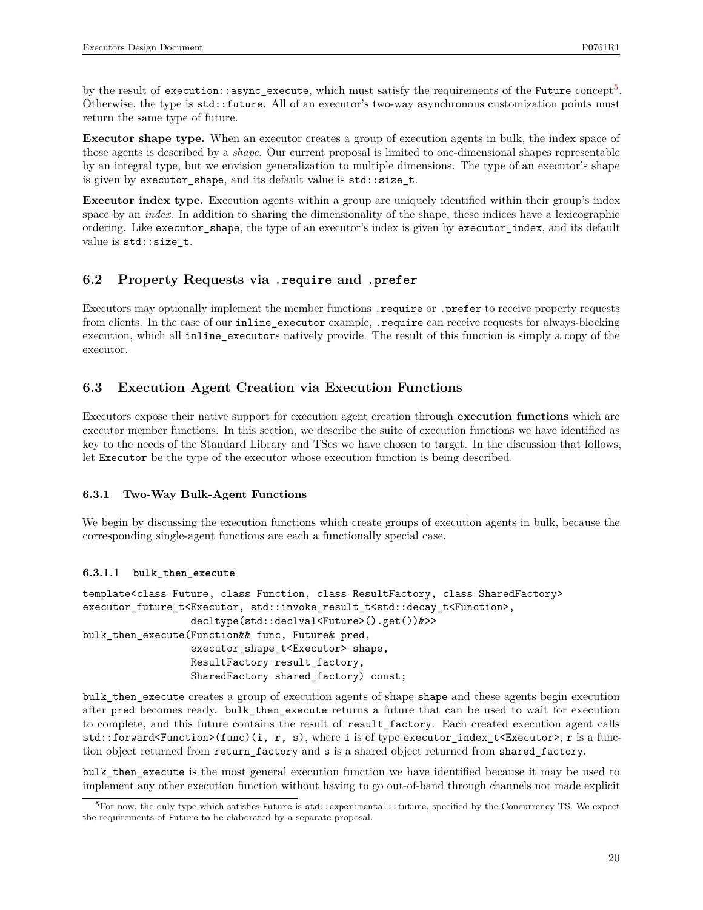by the result of `execution::async_execute`, which must satisfy the requirements of the `Future` concept[5]. Otherwise, the type is `std::future`. All of an executor's two-way asynchronous customization points must return the same type of future.

**Executor shape type.** When an executor creates a group of execution agents in bulk, the index space of those agents is described by a *shape*. Our current proposal is limited to one-dimensional shapes representable by an integral type, but we envision generalization to multiple dimensions. The type of an executor's shape is given by `executor_shape`, and its default value is `std::size_t`.

**Executor index type.** Execution agents within a group are uniquely identified within their group's index space by an *index*. In addition to sharing the dimensionality of the shape, these indices have a lexicographic ordering. Like `executor_shape`, the type of an executor's index is given by `executor_index`, and its default value is `std::size_t`.

## 6.2 Property Requests via `.require` and `.prefer`

Executors may optionally implement the member functions `.require` or `.prefer` to receive property requests from clients. In the case of our `inline_executor` example, `.require` can receive requests for always-blocking execution, which all `inline_executor`s natively provide. The result of this function is simply a copy of the executor.

## 6.3 Execution Agent Creation via Execution Functions

Executors expose their native support for execution agent creation through **execution functions** which are executor member functions. In this section, we describe the suite of execution functions we have identified as key to the needs of the Standard Library and TSes we have chosen to target. In the discussion that follows, let `Executor` be the type of the executor whose execution function is being described.

### 6.3.1 Two-Way Bulk-Agent Functions

We begin by discussing the execution functions which create groups of execution agents in bulk, because the corresponding single-agent functions are each a functionally special case.

#### 6.3.1.1 `bulk_then_execute`

```
template<class Future, class Function, class ResultFactory, class SharedFactory>
executor_future_t<Executor, std::invoke_result_t<std::decay_t<Function>,
                  decltype(std::declval<Future>().get())&>>
bulk_then_execute(Function&& func, Future& pred,
                  executor_shape_t<Executor> shape,
                  ResultFactory result_factory,
                  SharedFactory shared_factory) const;
```

`bulk_then_execute` creates a group of execution agents of shape `shape` and these agents begin execution after `pred` becomes ready. `bulk_then_execute` returns a future that can be used to wait for execution to complete, and this future contains the result of `result_factory`. Each created execution agent calls `std::forward<Function>(func)(i, r, s)`, where `i` is of type `executor_index_t<Executor>`, `r` is a function object returned from `return_factory` and `s` is a shared object returned from `shared_factory`.

`bulk_then_execute` is the most general execution function we have identified because it may be used to implement any other execution function without having to go out-of-band through channels not made explicit

[5] For now, the only type which satisfies `Future` is `std::experimental::future`, specified by the Concurrency TS. We expect the requirements of `Future` to be elaborated by a separate proposal.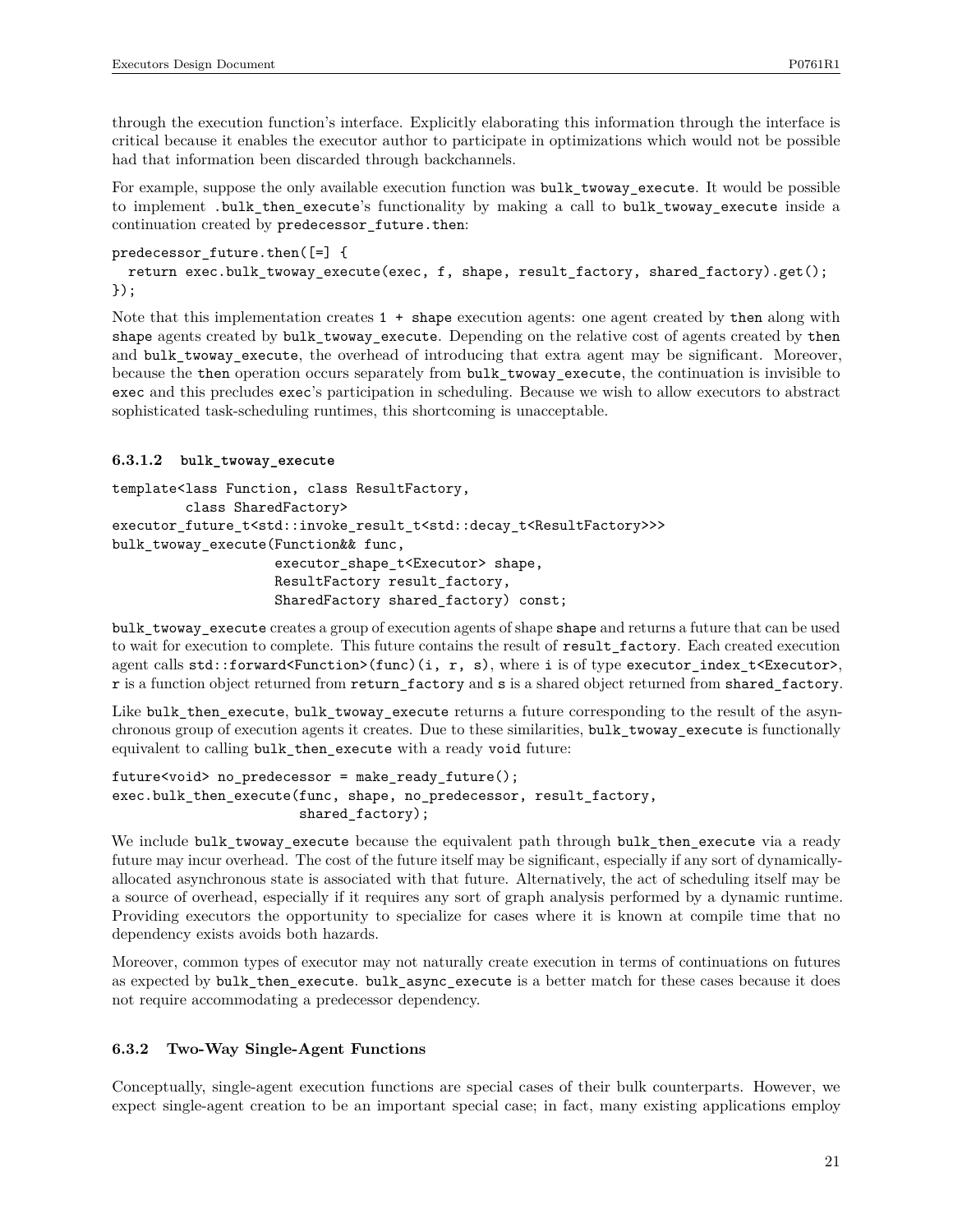through the execution function's interface. Explicitly elaborating this information through the interface is critical because it enables the executor author to participate in optimizations which would not be possible had that information been discarded through backchannels.

For example, suppose the only available execution function was `bulk_twoway_execute`. It would be possible to implement `.bulk_then_execute`'s functionality by making a call to `bulk_twoway_execute` inside a continuation created by `predecessor_future.then`:

```
predecessor_future.then([=] {
  return exec.bulk_twoway_execute(exec, f, shape, result_factory, shared_factory).get();
});
```

Note that this implementation creates `1 + shape` execution agents: one agent created by `then` along with `shape` agents created by `bulk_twoway_execute`. Depending on the relative cost of agents created by `then` and `bulk_twoway_execute`, the overhead of introducing that extra agent may be significant. Moreover, because the `then` operation occurs separately from `bulk_twoway_execute`, the continuation is invisible to `exec` and this precludes `exec`'s participation in scheduling. Because we wish to allow executors to abstract sophisticated task-scheduling runtimes, this shortcoming is unacceptable.

#### 6.3.1.2 `bulk_twoway_execute`

```
template<lass Function, class ResultFactory,
         class SharedFactory>
executor_future_t<std::invoke_result_t<std::decay_t<ResultFactory>>>
bulk_twoway_execute(Function&& func,
                    executor_shape_t<Executor> shape,
                    ResultFactory result_factory,
                    SharedFactory shared_factory) const;
```

`bulk_twoway_execute` creates a group of execution agents of shape `shape` and returns a future that can be used to wait for execution to complete. This future contains the result of `result_factory`. Each created execution agent calls `std::forward<Function>(func)(i, r, s)`, where `i` is of type `executor_index_t<Executor>`, `r` is a function object returned from `return_factory` and `s` is a shared object returned from `shared_factory`.

Like `bulk_then_execute`, `bulk_twoway_execute` returns a future corresponding to the result of the asynchronous group of execution agents it creates. Due to these similarities, `bulk_twoway_execute` is functionally equivalent to calling `bulk_then_execute` with a ready `void` future:

```
future<void> no_predecessor = make_ready_future();
exec.bulk_then_execute(func, shape, no_predecessor, result_factory,
                       shared_factory);
```

We include `bulk_twoway_execute` because the equivalent path through `bulk_then_execute` via a ready future may incur overhead. The cost of the future itself may be significant, especially if any sort of dynamically-allocated asynchronous state is associated with that future. Alternatively, the act of scheduling itself may be a source of overhead, especially if it requires any sort of graph analysis performed by a dynamic runtime. Providing executors the opportunity to specialize for cases where it is known at compile time that no dependency exists avoids both hazards.

Moreover, common types of executor may not naturally create execution in terms of continuations on futures as expected by `bulk_then_execute`. `bulk_async_execute` is a better match for these cases because it does not require accommodating a predecessor dependency.

### 6.3.2 Two-Way Single-Agent Functions

Conceptually, single-agent execution functions are special cases of their bulk counterparts. However, we expect single-agent creation to be an important special case; in fact, many existing applications employ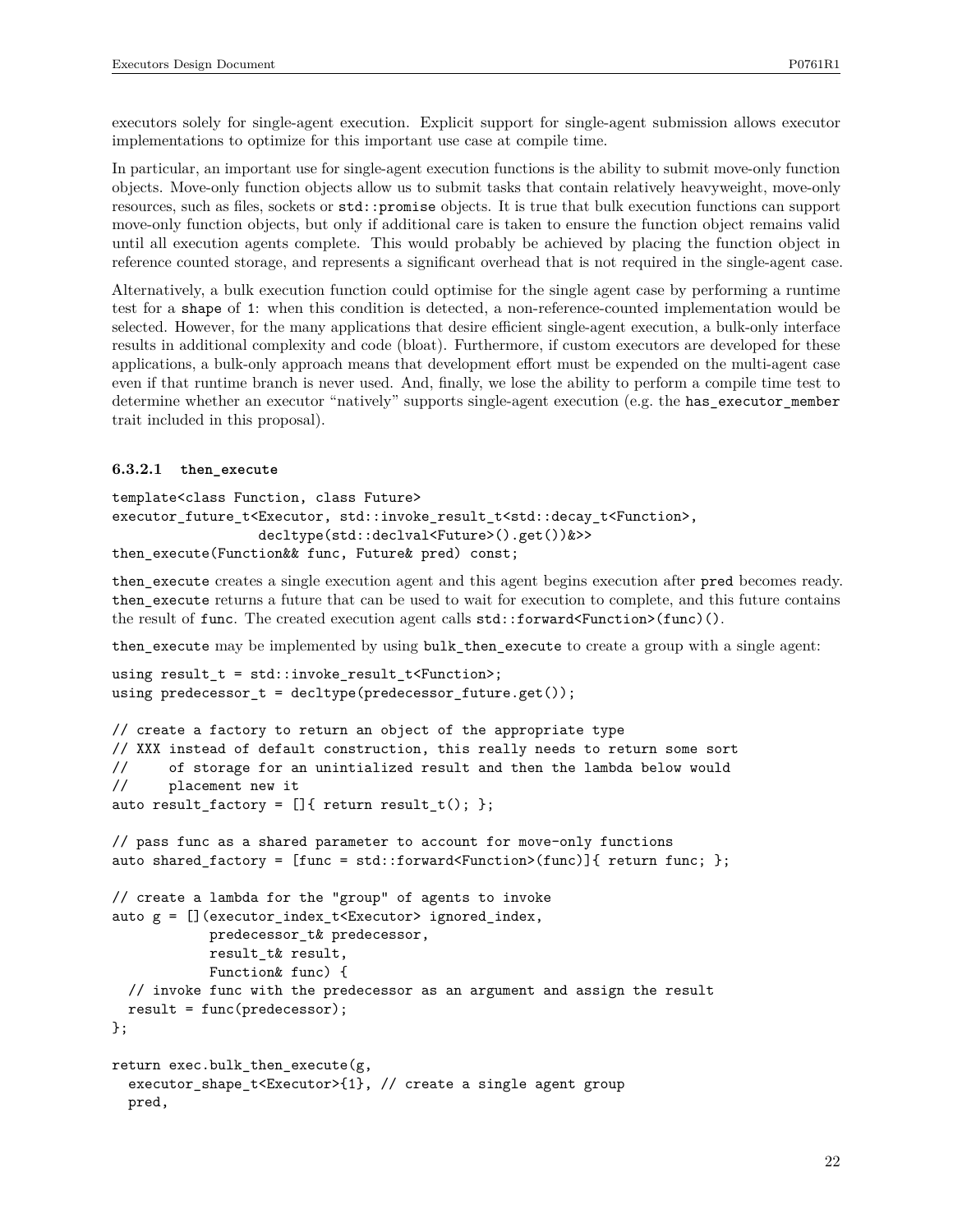executors solely for single-agent execution. Explicit support for single-agent submission allows executor implementations to optimize for this important use case at compile time.

In particular, an important use for single-agent execution functions is the ability to submit move-only function objects. Move-only function objects allow us to submit tasks that contain relatively heavyweight, move-only resources, such as files, sockets or `std::promise` objects. It is true that bulk execution functions can support move-only function objects, but only if additional care is taken to ensure the function object remains valid until all execution agents complete. This would probably be achieved by placing the function object in reference counted storage, and represents a significant overhead that is not required in the single-agent case.

Alternatively, a bulk execution function could optimise for the single agent case by performing a runtime test for a `shape` of `1`: when this condition is detected, a non-reference-counted implementation would be selected. However, for the many applications that desire efficient single-agent execution, a bulk-only interface results in additional complexity and code (bloat). Furthermore, if custom executors are developed for these applications, a bulk-only approach means that development effort must be expended on the multi-agent case even if that runtime branch is never used. And, finally, we lose the ability to perform a compile time test to determine whether an executor "natively" supports single-agent execution (e.g. the `has_executor_member` trait included in this proposal).

#### 6.3.2.1 `then_execute`

```
template<class Function, class Future>
executor_future_t<Executor, std::invoke_result_t<std::decay_t<Function>,
                  decltype(std::declval<Future>().get())&>>
then_execute(Function&& func, Future& pred) const;
```

`then_execute` creates a single execution agent and this agent begins execution after `pred` becomes ready. `then_execute` returns a future that can be used to wait for execution to complete, and this future contains the result of `func`. The created execution agent calls `std::forward<Function>(func)()`.

`then_execute` may be implemented by using `bulk_then_execute` to create a group with a single agent:

```
using result_t = std::invoke_result_t<Function>;
using predecessor_t = decltype(predecessor_future.get());

// create a factory to return an object of the appropriate type
// XXX instead of default construction, this really needs to return some sort
//     of storage for an unintialized result and then the lambda below would
//     placement new it
auto result_factory = []{ return result_t(); };

// pass func as a shared parameter to account for move-only functions
auto shared_factory = [func = std::forward<Function>(func)]{ return func; };

// create a lambda for the "group" of agents to invoke
auto g = [](executor_index_t<Executor> ignored_index,
            predecessor_t& predecessor,
            result_t& result,
            Function& func) {
  // invoke func with the predecessor as an argument and assign the result
  result = func(predecessor);
};

return exec.bulk_then_execute(g,
  executor_shape_t<Executor>{1}, // create a single agent group
  pred,
```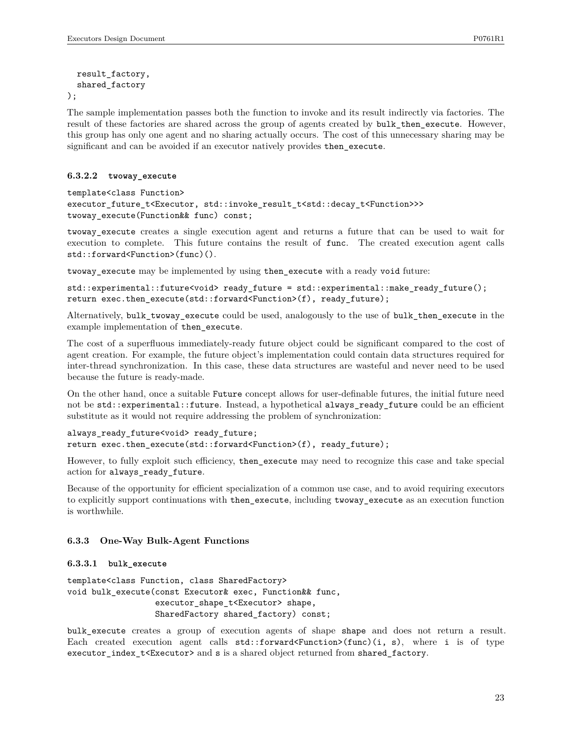```
  result_factory,
  shared_factory
);
```

The sample implementation passes both the function to invoke and its result indirectly via factories. The result of these factories are shared across the group of agents created by `bulk_then_execute`. However, this group has only one agent and no sharing actually occurs. The cost of this unnecessary sharing may be significant and can be avoided if an executor natively provides `then_execute`.

#### 6.3.2.2 `twoway_execute`

```
template<class Function>
executor_future_t<Executor, std::invoke_result_t<std::decay_t<Function>>>
twoway_execute(Function&& func) const;
```

`twoway_execute` creates a single execution agent and returns a future that can be used to wait for execution to complete. This future contains the result of `func`. The created execution agent calls `std::forward<Function>(func)()`.

`twoway_execute` may be implemented by using `then_execute` with a ready `void` future:

```
std::experimental::future<void> ready_future = std::experimental::make_ready_future();
return exec.then_execute(std::forward<Function>(f), ready_future);
```

Alternatively, `bulk_twoway_execute` could be used, analogously to the use of `bulk_then_execute` in the example implementation of `then_execute`.

The cost of a superfluous immediately-ready future object could be significant compared to the cost of agent creation. For example, the future object's implementation could contain data structures required for inter-thread synchronization. In this case, these data structures are wasteful and never need to be used because the future is ready-made.

On the other hand, once a suitable `Future` concept allows for user-definable futures, the initial future need not be `std::experimental::future`. Instead, a hypothetical `always_ready_future` could be an efficient substitute as it would not require addressing the problem of synchronization:

```
always_ready_future<void> ready_future;
return exec.then_execute(std::forward<Function>(f), ready_future);
```

However, to fully exploit such efficiency, `then_execute` may need to recognize this case and take special action for `always_ready_future`.

Because of the opportunity for efficient specialization of a common use case, and to avoid requiring executors to explicitly support continuations with `then_execute`, including `twoway_execute` as an execution function is worthwhile.

### 6.3.3 One-Way Bulk-Agent Functions

#### 6.3.3.1 `bulk_execute`

```
template<class Function, class SharedFactory>
void bulk_execute(const Executor& exec, Function&& func,
                  executor_shape_t<Executor> shape,
                  SharedFactory shared_factory) const;
```

`bulk_execute` creates a group of execution agents of shape `shape` and does not return a result. Each created execution agent calls `std::forward<Function>(func)(i, s)`, where `i` is of type `executor_index_t<Executor>` and `s` is a shared object returned from `shared_factory`.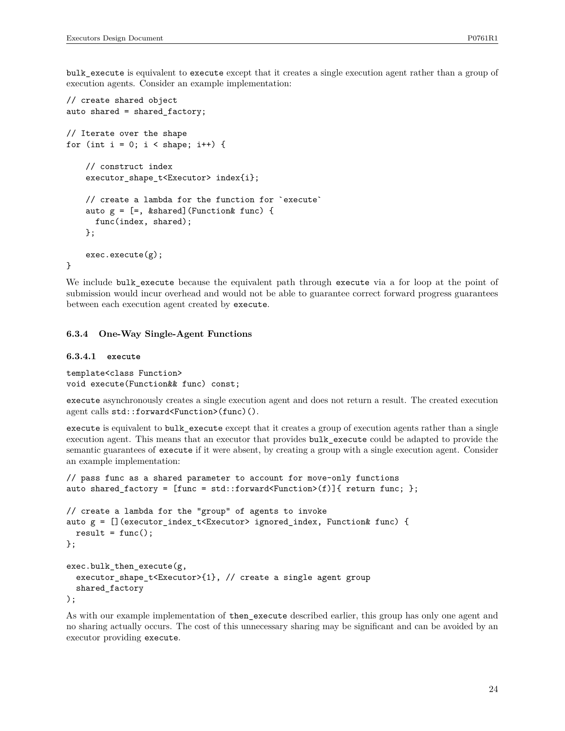`bulk_execute` is equivalent to `execute` except that it creates a single execution agent rather than a group of execution agents. Consider an example implementation:

```
// create shared object
auto shared = shared_factory;

// Iterate over the shape
for (int i = 0; i < shape; i++) {

    // construct index
    executor_shape_t<Executor> index{i};

    // create a lambda for the function for `execute`
    auto g = [=, &shared](Function& func) {
      func(index, shared);
    };

    exec.execute(g);
}
```

We include `bulk_execute` because the equivalent path through `execute` via a for loop at the point of submission would incur overhead and would not be able to guarantee correct forward progress guarantees between each execution agent created by `execute`.

### 6.3.4 One-Way Single-Agent Functions

#### 6.3.4.1 `execute`

```
template<class Function>
void execute(Function&& func) const;
```

`execute` asynchronously creates a single execution agent and does not return a result. The created execution agent calls `std::forward<Function>(func)()`.

`execute` is equivalent to `bulk_execute` except that it creates a group of execution agents rather than a single execution agent. This means that an executor that provides `bulk_execute` could be adapted to provide the semantic guarantees of `execute` if it were absent, by creating a group with a single execution agent. Consider an example implementation:

```
// pass func as a shared parameter to account for move-only functions
auto shared_factory = [func = std::forward<Function>(f)]{ return func; };

// create a lambda for the "group" of agents to invoke
auto g = [](executor_index_t<Executor> ignored_index, Function& func) {
  result = func();
};

exec.bulk_then_execute(g,
  executor_shape_t<Executor>{1}, // create a single agent group
  shared_factory
);
```

As with our example implementation of `then_execute` described earlier, this group has only one agent and no sharing actually occurs. The cost of this unnecessary sharing may be significant and can be avoided by an executor providing `execute`.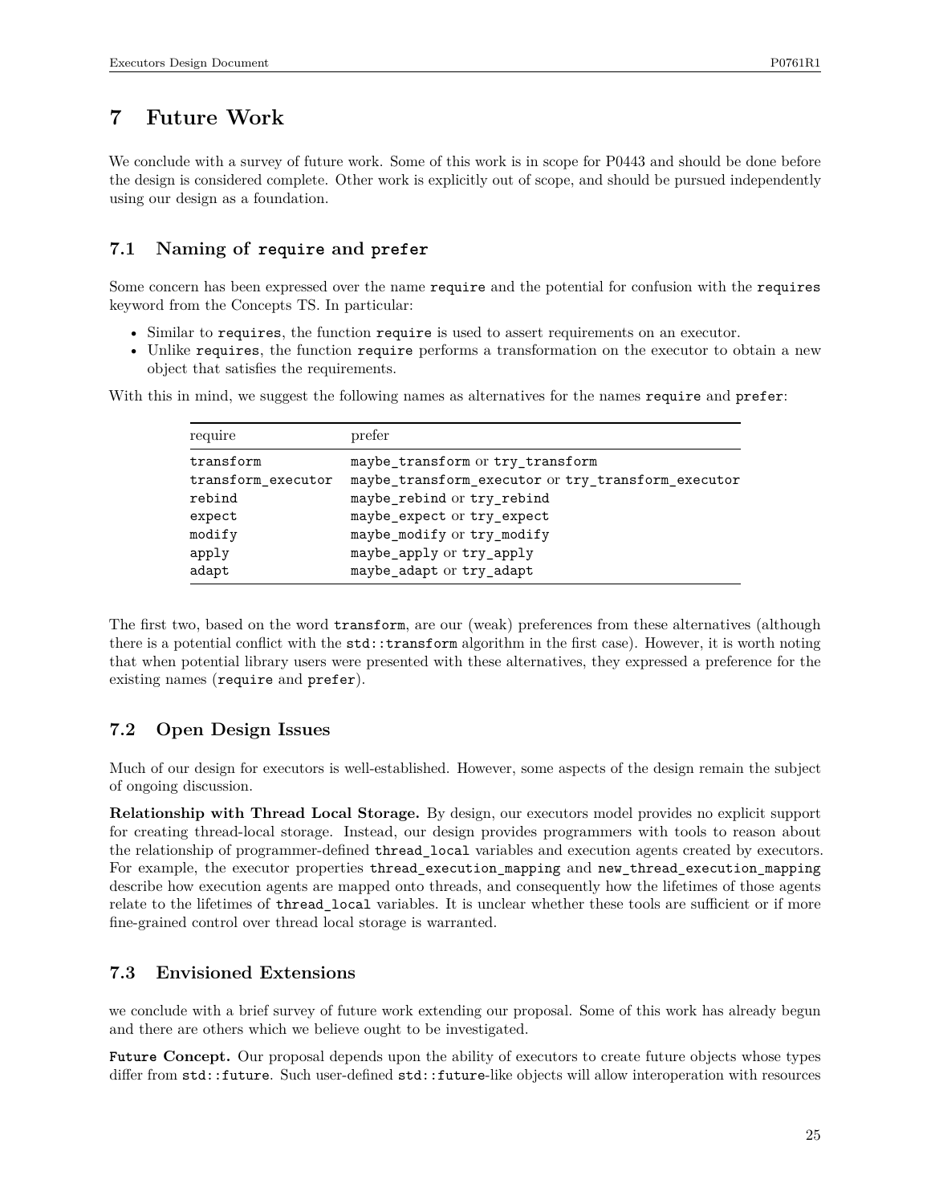# 7 Future Work

We conclude with a survey of future work. Some of this work is in scope for P0443 and should be done before the design is considered complete. Other work is explicitly out of scope, and should be pursued independently using our design as a foundation.

## 7.1 Naming of `require` and `prefer`

Some concern has been expressed over the name `require` and the potential for confusion with the `requires` keyword from the Concepts TS. In particular:

- Similar to `requires`, the function `require` is used to assert requirements on an executor.
- Unlike `requires`, the function `require` performs a transformation on the executor to obtain a new object that satisfies the requirements.

With this in mind, we suggest the following names as alternatives for the names `require` and `prefer`:

| require | prefer |
|---|---|
| `transform` | `maybe_transform` or `try_transform` |
| `transform_executor` | `maybe_transform_executor` or `try_transform_executor` |
| `rebind` | `maybe_rebind` or `try_rebind` |
| `expect` | `maybe_expect` or `try_expect` |
| `modify` | `maybe_modify` or `try_modify` |
| `apply` | `maybe_apply` or `try_apply` |
| `adapt` | `maybe_adapt` or `try_adapt` |

The first two, based on the word `transform`, are our (weak) preferences from these alternatives (although there is a potential conflict with the `std::transform` algorithm in the first case). However, it is worth noting that when potential library users were presented with these alternatives, they expressed a preference for the existing names (`require` and `prefer`).

## 7.2 Open Design Issues

Much of our design for executors is well-established. However, some aspects of the design remain the subject of ongoing discussion.

**Relationship with Thread Local Storage.** By design, our executors model provides no explicit support for creating thread-local storage. Instead, our design provides programmers with tools to reason about the relationship of programmer-defined `thread_local` variables and execution agents created by executors. For example, the executor properties `thread_execution_mapping` and `new_thread_execution_mapping` describe how execution agents are mapped onto threads, and consequently how the lifetimes of those agents relate to the lifetimes of `thread_local` variables. It is unclear whether these tools are sufficient or if more fine-grained control over thread local storage is warranted.

## 7.3 Envisioned Extensions

we conclude with a brief survey of future work extending our proposal. Some of this work has already begun and there are others which we believe ought to be investigated.

**`Future` Concept.** Our proposal depends upon the ability of executors to create future objects whose types differ from `std::future`. Such user-defined `std::future`-like objects will allow interoperation with resources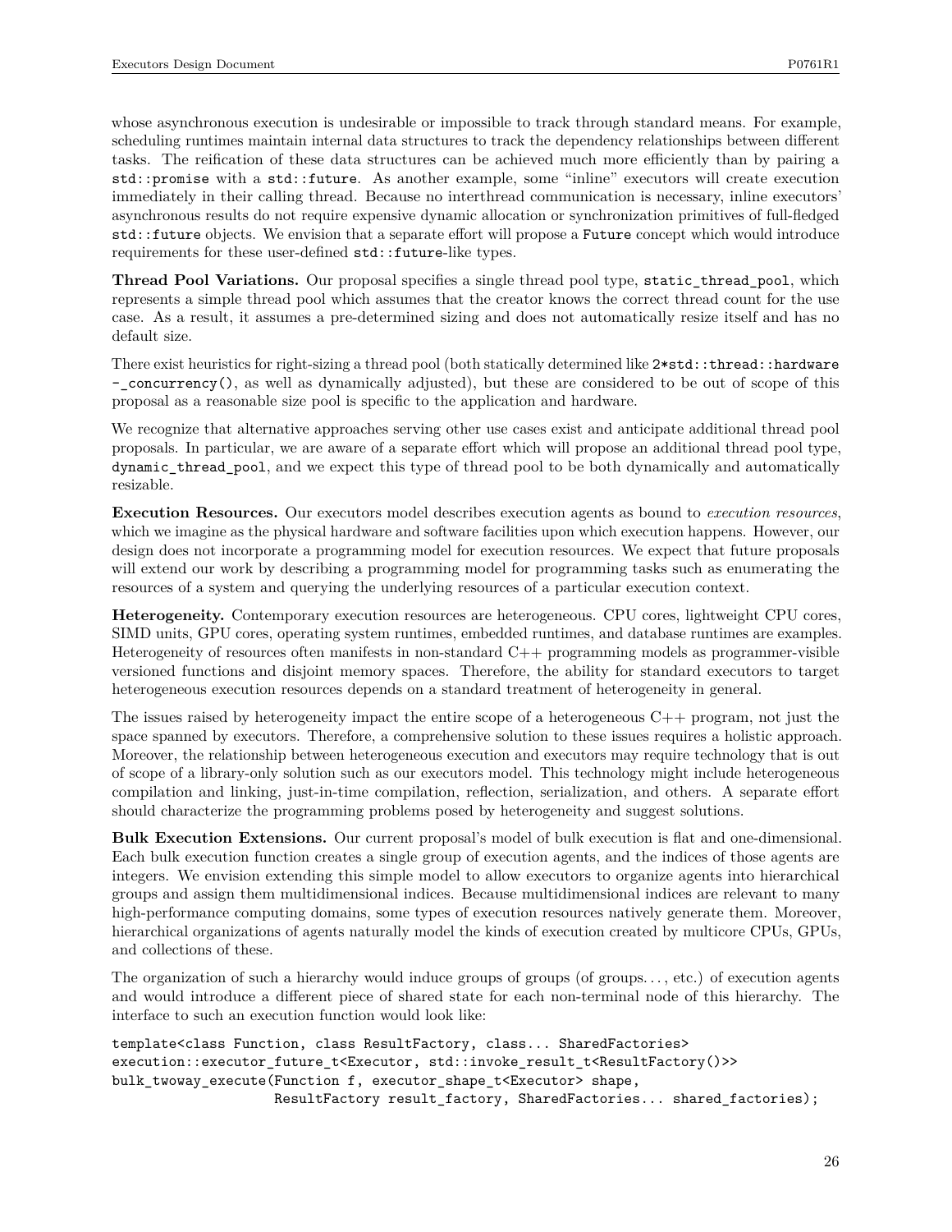whose asynchronous execution is undesirable or impossible to track through standard means. For example, scheduling runtimes maintain internal data structures to track the dependency relationships between different tasks. The reification of these data structures can be achieved much more efficiently than by pairing a `std::promise` with a `std::future`. As another example, some "inline" executors will create execution immediately in their calling thread. Because no interthread communication is necessary, inline executors' asynchronous results do not require expensive dynamic allocation or synchronization primitives of full-fledged `std::future` objects. We envision that a separate effort will propose a `Future` concept which would introduce requirements for these user-defined `std::future`-like types.

**Thread Pool Variations.** Our proposal specifies a single thread pool type, `static_thread_pool`, which represents a simple thread pool which assumes that the creator knows the correct thread count for the use case. As a result, it assumes a pre-determined sizing and does not automatically resize itself and has no default size.

There exist heuristics for right-sizing a thread pool (both statically determined like `2*std::thread::hardware_concurrency()`, as well as dynamically adjusted), but these are considered to be out of scope of this proposal as a reasonable size pool is specific to the application and hardware.

We recognize that alternative approaches serving other use cases exist and anticipate additional thread pool proposals. In particular, we are aware of a separate effort which will propose an additional thread pool type, `dynamic_thread_pool`, and we expect this type of thread pool to be both dynamically and automatically resizable.

**Execution Resources.** Our executors model describes execution agents as bound to *execution resources*, which we imagine as the physical hardware and software facilities upon which execution happens. However, our design does not incorporate a programming model for execution resources. We expect that future proposals will extend our work by describing a programming model for programming tasks such as enumerating the resources of a system and querying the underlying resources of a particular execution context.

**Heterogeneity.** Contemporary execution resources are heterogeneous. CPU cores, lightweight CPU cores, SIMD units, GPU cores, operating system runtimes, embedded runtimes, and database runtimes are examples. Heterogeneity of resources often manifests in non-standard C++ programming models as programmer-visible versioned functions and disjoint memory spaces. Therefore, the ability for standard executors to target heterogeneous execution resources depends on a standard treatment of heterogeneity in general.

The issues raised by heterogeneity impact the entire scope of a heterogeneous C++ program, not just the space spanned by executors. Therefore, a comprehensive solution to these issues requires a holistic approach. Moreover, the relationship between heterogeneous execution and executors may require technology that is out of scope of a library-only solution such as our executors model. This technology might include heterogeneous compilation and linking, just-in-time compilation, reflection, serialization, and others. A separate effort should characterize the programming problems posed by heterogeneity and suggest solutions.

**Bulk Execution Extensions.** Our current proposal's model of bulk execution is flat and one-dimensional. Each bulk execution function creates a single group of execution agents, and the indices of those agents are integers. We envision extending this simple model to allow executors to organize agents into hierarchical groups and assign them multidimensional indices. Because multidimensional indices are relevant to many high-performance computing domains, some types of execution resources natively generate them. Moreover, hierarchical organizations of agents naturally model the kinds of execution created by multicore CPUs, GPUs, and collections of these.

The organization of such a hierarchy would induce groups of groups (of groups..., etc.) of execution agents and would introduce a different piece of shared state for each non-terminal node of this hierarchy. The interface to such an execution function would look like:

```
template<class Function, class ResultFactory, class... SharedFactories>
execution::executor_future_t<Executor, std::invoke_result_t<ResultFactory()>>
bulk_twoway_execute(Function f, executor_shape_t<Executor> shape,
                    ResultFactory result_factory, SharedFactories... shared_factories);
```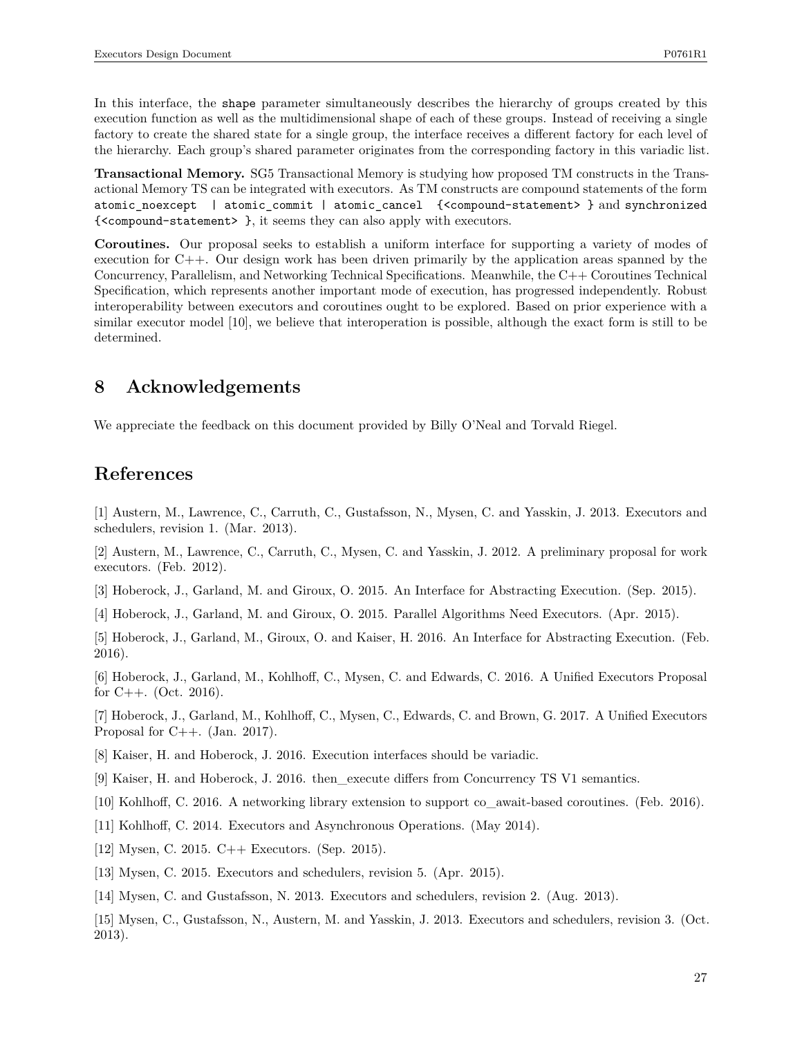In this interface, the `shape` parameter simultaneously describes the hierarchy of groups created by this execution function as well as the multidimensional shape of each of these groups. Instead of receiving a single factory to create the shared state for a single group, the interface receives a different factory for each level of the hierarchy. Each group's shared parameter originates from the corresponding factory in this variadic list.

**Transactional Memory.** SG5 Transactional Memory is studying how proposed TM constructs in the Transactional Memory TS can be integrated with executors. As TM constructs are compound statements of the form `atomic_noexcept | atomic_commit | atomic_cancel {<compound-statement> }` and `synchronized {<compound-statement> }`, it seems they can also apply with executors.

**Coroutines.** Our proposal seeks to establish a uniform interface for supporting a variety of modes of execution for C++. Our design work has been driven primarily by the application areas spanned by the Concurrency, Parallelism, and Networking Technical Specifications. Meanwhile, the C++ Coroutines Technical Specification, which represents another important mode of execution, has progressed independently. Robust interoperability between executors and coroutines ought to be explored. Based on prior experience with a similar executor model [10], we believe that interoperation is possible, although the exact form is still to be determined.

# 8 Acknowledgements

We appreciate the feedback on this document provided by Billy O'Neal and Torvald Riegel.

# References

[1] Austern, M., Lawrence, C., Carruth, C., Gustafsson, N., Mysen, C. and Yasskin, J. 2013. Executors and schedulers, revision 1. (Mar. 2013).

[2] Austern, M., Lawrence, C., Carruth, C., Mysen, C. and Yasskin, J. 2012. A preliminary proposal for work executors. (Feb. 2012).

[3] Hoberock, J., Garland, M. and Giroux, O. 2015. An Interface for Abstracting Execution. (Sep. 2015).

[4] Hoberock, J., Garland, M. and Giroux, O. 2015. Parallel Algorithms Need Executors. (Apr. 2015).

[5] Hoberock, J., Garland, M., Giroux, O. and Kaiser, H. 2016. An Interface for Abstracting Execution. (Feb. 2016).

[6] Hoberock, J., Garland, M., Kohlhoff, C., Mysen, C. and Edwards, C. 2016. A Unified Executors Proposal for C++. (Oct. 2016).

[7] Hoberock, J., Garland, M., Kohlhoff, C., Mysen, C., Edwards, C. and Brown, G. 2017. A Unified Executors Proposal for C++. (Jan. 2017).

[8] Kaiser, H. and Hoberock, J. 2016. Execution interfaces should be variadic.

[9] Kaiser, H. and Hoberock, J. 2016. then_execute differs from Concurrency TS V1 semantics.

[10] Kohlhoff, C. 2016. A networking library extension to support co_await-based coroutines. (Feb. 2016).

[11] Kohlhoff, C. 2014. Executors and Asynchronous Operations. (May 2014).

[12] Mysen, C. 2015. C++ Executors. (Sep. 2015).

[13] Mysen, C. 2015. Executors and schedulers, revision 5. (Apr. 2015).

[14] Mysen, C. and Gustafsson, N. 2013. Executors and schedulers, revision 2. (Aug. 2013).

[15] Mysen, C., Gustafsson, N., Austern, M. and Yasskin, J. 2013. Executors and schedulers, revision 3. (Oct. 2013).